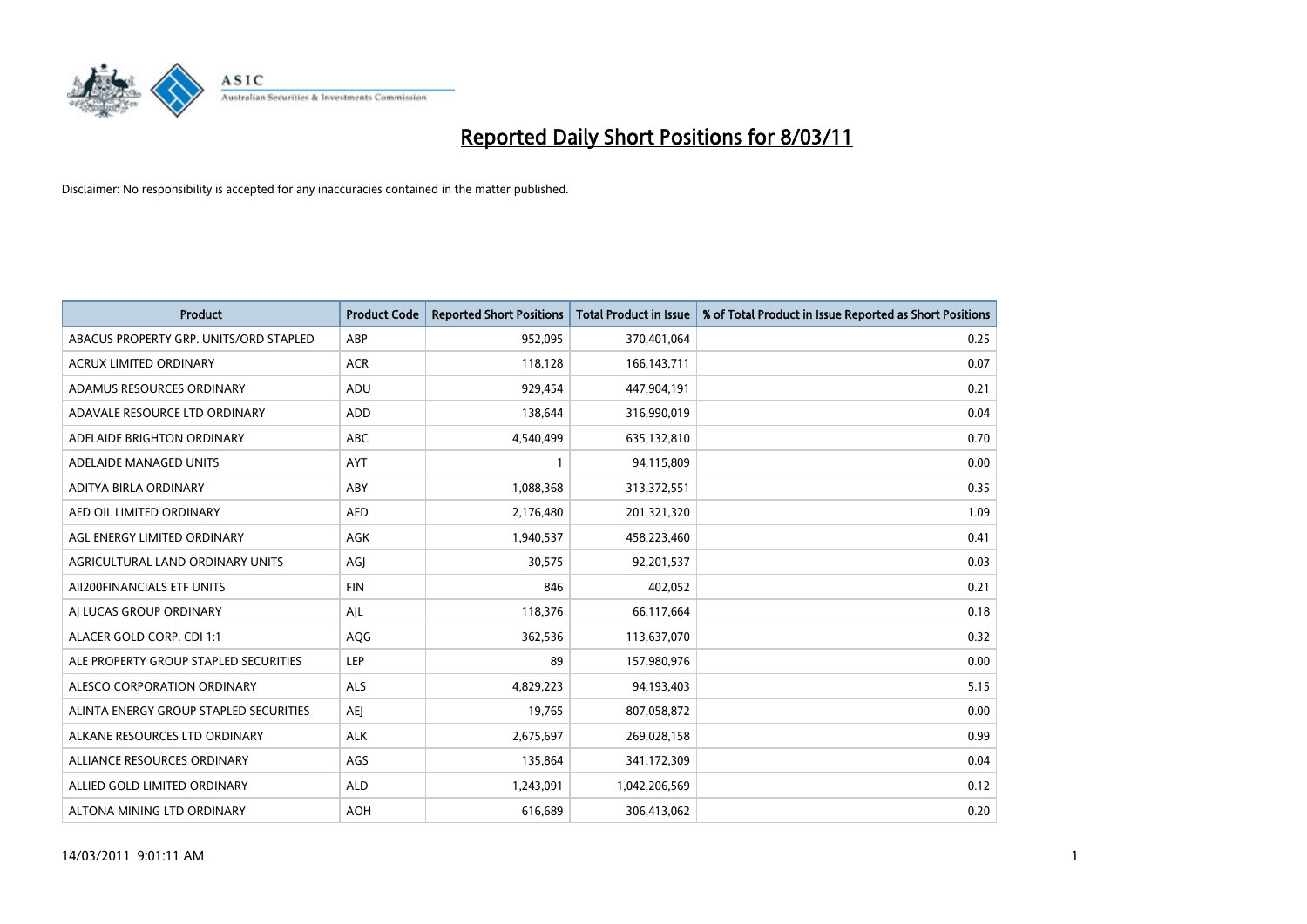# Reported Daily Short Positions for 8/03/11

Disclaimer: No responsibility is accepted for any inaccuracies contained in the matter published.

| Product | Product Code | Reported Short Positions | Total Product in Issue | % of Total Product in Issue Reported as Short Positions |
|---|---|---|---|---|
| ABACUS PROPERTY GRP. UNITS/ORD STAPLED | ABP | 952,095 | 370,401,064 | 0.25 |
| ACRUX LIMITED ORDINARY | ACR | 118,128 | 166,143,711 | 0.07 |
| ADAMUS RESOURCES ORDINARY | ADU | 929,454 | 447,904,191 | 0.21 |
| ADAVALE RESOURCE LTD ORDINARY | ADD | 138,644 | 316,990,019 | 0.04 |
| ADELAIDE BRIGHTON ORDINARY | ABC | 4,540,499 | 635,132,810 | 0.70 |
| ADELAIDE MANAGED UNITS | AYT | 1 | 94,115,809 | 0.00 |
| ADITYA BIRLA ORDINARY | ABY | 1,088,368 | 313,372,551 | 0.35 |
| AED OIL LIMITED ORDINARY | AED | 2,176,480 | 201,321,320 | 1.09 |
| AGL ENERGY LIMITED ORDINARY | AGK | 1,940,537 | 458,223,460 | 0.41 |
| AGRICULTURAL LAND ORDINARY UNITS | AGJ | 30,575 | 92,201,537 | 0.03 |
| AII200FINANCIALS ETF UNITS | FIN | 846 | 402,052 | 0.21 |
| AJ LUCAS GROUP ORDINARY | AJL | 118,376 | 66,117,664 | 0.18 |
| ALACER GOLD CORP. CDI 1:1 | AQG | 362,536 | 113,637,070 | 0.32 |
| ALE PROPERTY GROUP STAPLED SECURITIES | LEP | 89 | 157,980,976 | 0.00 |
| ALESCO CORPORATION ORDINARY | ALS | 4,829,223 | 94,193,403 | 5.15 |
| ALINTA ENERGY GROUP STAPLED SECURITIES | AEJ | 19,765 | 807,058,872 | 0.00 |
| ALKANE RESOURCES LTD ORDINARY | ALK | 2,675,697 | 269,028,158 | 0.99 |
| ALLIANCE RESOURCES ORDINARY | AGS | 135,864 | 341,172,309 | 0.04 |
| ALLIED GOLD LIMITED ORDINARY | ALD | 1,243,091 | 1,042,206,569 | 0.12 |
| ALTONA MINING LTD ORDINARY | AOH | 616,689 | 306,413,062 | 0.20 |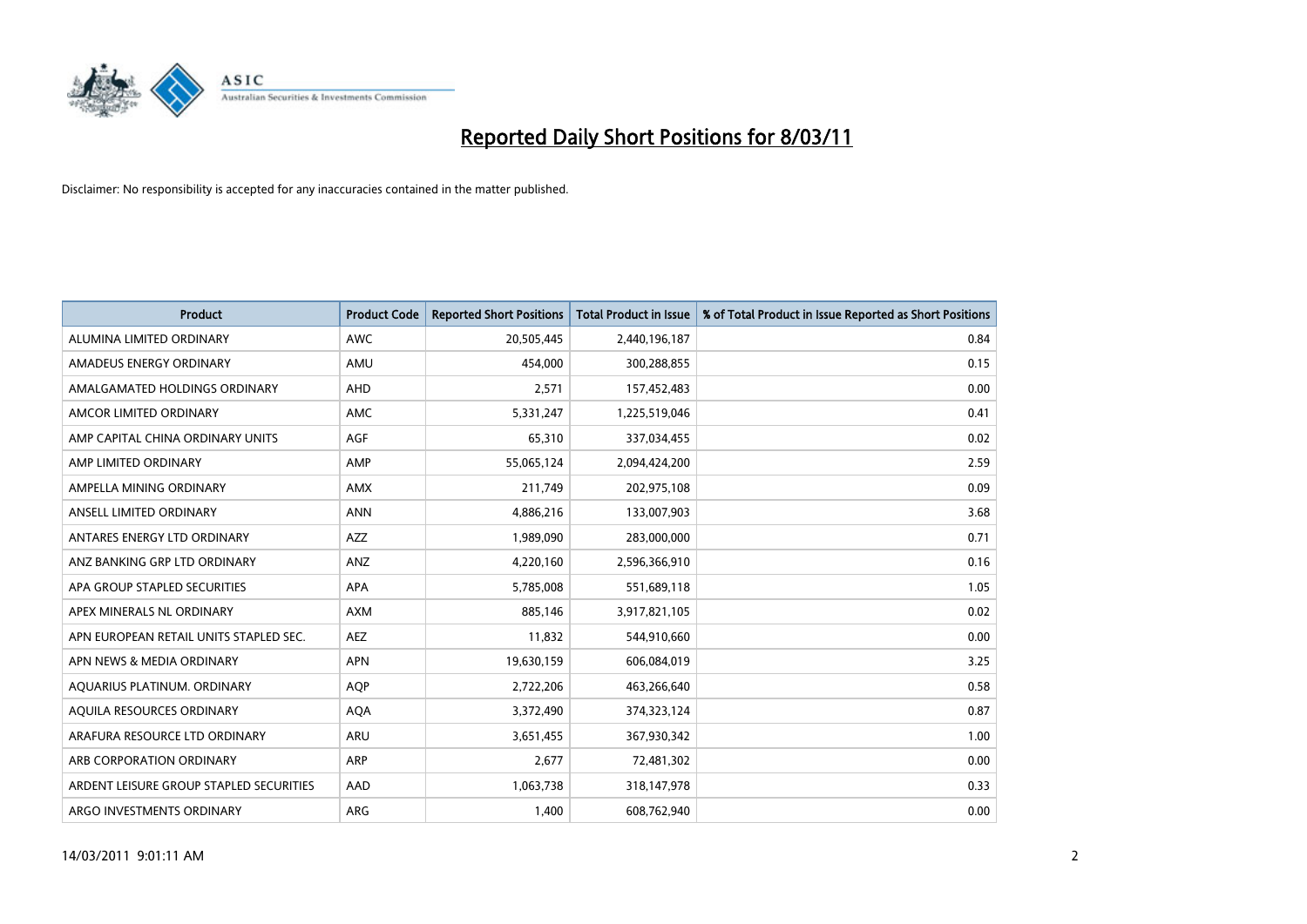# Reported Daily Short Positions for 8/03/11

Disclaimer: No responsibility is accepted for any inaccuracies contained in the matter published.

| Product | Product Code | Reported Short Positions | Total Product in Issue | % of Total Product in Issue Reported as Short Positions |
|---|---|---|---|---|
| ALUMINA LIMITED ORDINARY | AWC | 20,505,445 | 2,440,196,187 | 0.84 |
| AMADEUS ENERGY ORDINARY | AMU | 454,000 | 300,288,855 | 0.15 |
| AMALGAMATED HOLDINGS ORDINARY | AHD | 2,571 | 157,452,483 | 0.00 |
| AMCOR LIMITED ORDINARY | AMC | 5,331,247 | 1,225,519,046 | 0.41 |
| AMP CAPITAL CHINA ORDINARY UNITS | AGF | 65,310 | 337,034,455 | 0.02 |
| AMP LIMITED ORDINARY | AMP | 55,065,124 | 2,094,424,200 | 2.59 |
| AMPELLA MINING ORDINARY | AMX | 211,749 | 202,975,108 | 0.09 |
| ANSELL LIMITED ORDINARY | ANN | 4,886,216 | 133,007,903 | 3.68 |
| ANTARES ENERGY LTD ORDINARY | AZZ | 1,989,090 | 283,000,000 | 0.71 |
| ANZ BANKING GRP LTD ORDINARY | ANZ | 4,220,160 | 2,596,366,910 | 0.16 |
| APA GROUP STAPLED SECURITIES | APA | 5,785,008 | 551,689,118 | 1.05 |
| APEX MINERALS NL ORDINARY | AXM | 885,146 | 3,917,821,105 | 0.02 |
| APN EUROPEAN RETAIL UNITS STAPLED SEC. | AEZ | 11,832 | 544,910,660 | 0.00 |
| APN NEWS & MEDIA ORDINARY | APN | 19,630,159 | 606,084,019 | 3.25 |
| AQUARIUS PLATINUM. ORDINARY | AQP | 2,722,206 | 463,266,640 | 0.58 |
| AQUILA RESOURCES ORDINARY | AQA | 3,372,490 | 374,323,124 | 0.87 |
| ARAFURA RESOURCE LTD ORDINARY | ARU | 3,651,455 | 367,930,342 | 1.00 |
| ARB CORPORATION ORDINARY | ARP | 2,677 | 72,481,302 | 0.00 |
| ARDENT LEISURE GROUP STAPLED SECURITIES | AAD | 1,063,738 | 318,147,978 | 0.33 |
| ARGO INVESTMENTS ORDINARY | ARG | 1,400 | 608,762,940 | 0.00 |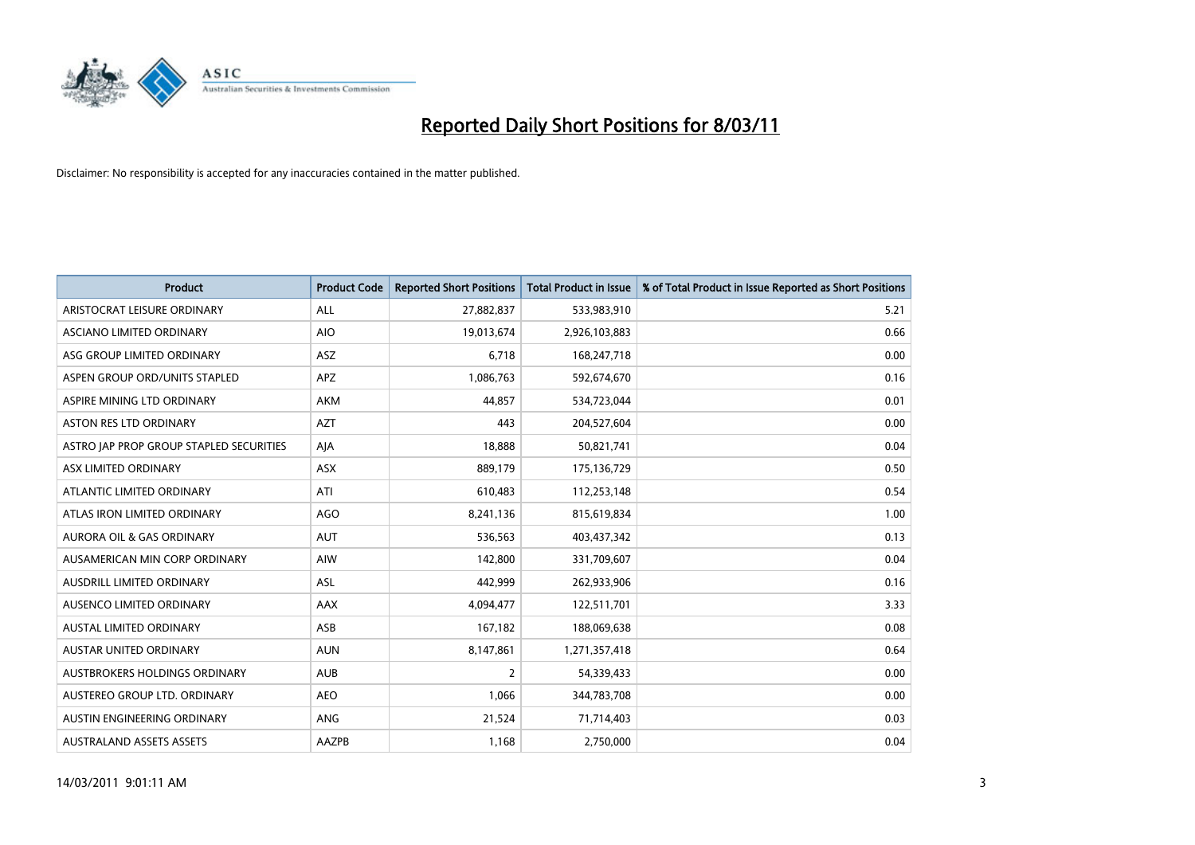# Reported Daily Short Positions for 8/03/11

Disclaimer: No responsibility is accepted for any inaccuracies contained in the matter published.

| Product | Product Code | Reported Short Positions | Total Product in Issue | % of Total Product in Issue Reported as Short Positions |
|---|---|---|---|---|
| ARISTOCRAT LEISURE ORDINARY | ALL | 27,882,837 | 533,983,910 | 5.21 |
| ASCIANO LIMITED ORDINARY | AIO | 19,013,674 | 2,926,103,883 | 0.66 |
| ASG GROUP LIMITED ORDINARY | ASZ | 6,718 | 168,247,718 | 0.00 |
| ASPEN GROUP ORD/UNITS STAPLED | APZ | 1,086,763 | 592,674,670 | 0.16 |
| ASPIRE MINING LTD ORDINARY | AKM | 44,857 | 534,723,044 | 0.01 |
| ASTON RES LTD ORDINARY | AZT | 443 | 204,527,604 | 0.00 |
| ASTRO JAP PROP GROUP STAPLED SECURITIES | AJA | 18,888 | 50,821,741 | 0.04 |
| ASX LIMITED ORDINARY | ASX | 889,179 | 175,136,729 | 0.50 |
| ATLANTIC LIMITED ORDINARY | ATI | 610,483 | 112,253,148 | 0.54 |
| ATLAS IRON LIMITED ORDINARY | AGO | 8,241,136 | 815,619,834 | 1.00 |
| AURORA OIL & GAS ORDINARY | AUT | 536,563 | 403,437,342 | 0.13 |
| AUSAMERICAN MIN CORP ORDINARY | AIW | 142,800 | 331,709,607 | 0.04 |
| AUSDRILL LIMITED ORDINARY | ASL | 442,999 | 262,933,906 | 0.16 |
| AUSENCO LIMITED ORDINARY | AAX | 4,094,477 | 122,511,701 | 3.33 |
| AUSTAL LIMITED ORDINARY | ASB | 167,182 | 188,069,638 | 0.08 |
| AUSTAR UNITED ORDINARY | AUN | 8,147,861 | 1,271,357,418 | 0.64 |
| AUSTBROKERS HOLDINGS ORDINARY | AUB | 2 | 54,339,433 | 0.00 |
| AUSTEREO GROUP LTD. ORDINARY | AEO | 1,066 | 344,783,708 | 0.00 |
| AUSTIN ENGINEERING ORDINARY | ANG | 21,524 | 71,714,403 | 0.03 |
| AUSTRALAND ASSETS ASSETS | AAZPB | 1,168 | 2,750,000 | 0.04 |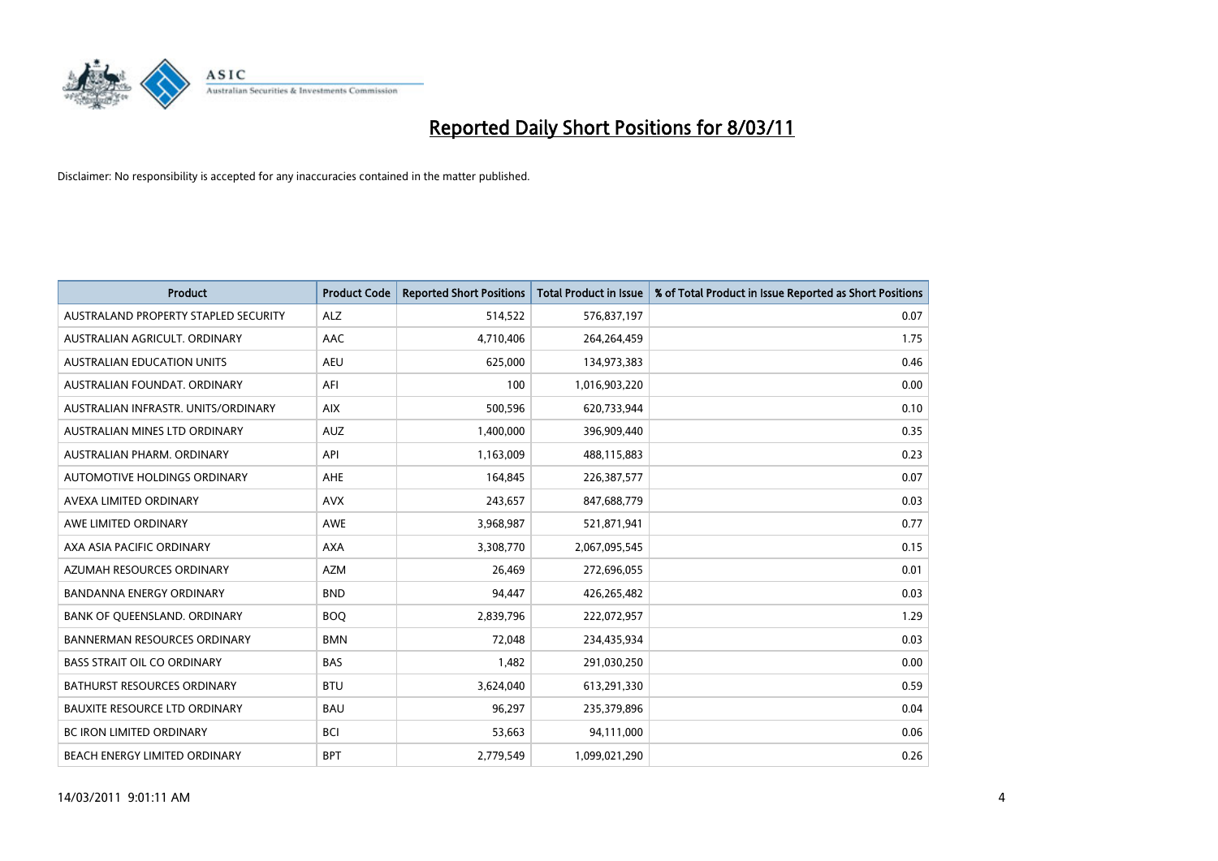# Reported Daily Short Positions for 8/03/11

Disclaimer: No responsibility is accepted for any inaccuracies contained in the matter published.

| Product | Product Code | Reported Short Positions | Total Product in Issue | % of Total Product in Issue Reported as Short Positions |
| --- | --- | --- | --- | --- |
| AUSTRALAND PROPERTY STAPLED SECURITY | ALZ | 514,522 | 576,837,197 | 0.07 |
| AUSTRALIAN AGRICULT. ORDINARY | AAC | 4,710,406 | 264,264,459 | 1.75 |
| AUSTRALIAN EDUCATION UNITS | AEU | 625,000 | 134,973,383 | 0.46 |
| AUSTRALIAN FOUNDAT. ORDINARY | AFI | 100 | 1,016,903,220 | 0.00 |
| AUSTRALIAN INFRASTR. UNITS/ORDINARY | AIX | 500,596 | 620,733,944 | 0.10 |
| AUSTRALIAN MINES LTD ORDINARY | AUZ | 1,400,000 | 396,909,440 | 0.35 |
| AUSTRALIAN PHARM. ORDINARY | API | 1,163,009 | 488,115,883 | 0.23 |
| AUTOMOTIVE HOLDINGS ORDINARY | AHE | 164,845 | 226,387,577 | 0.07 |
| AVEXA LIMITED ORDINARY | AVX | 243,657 | 847,688,779 | 0.03 |
| AWE LIMITED ORDINARY | AWE | 3,968,987 | 521,871,941 | 0.77 |
| AXA ASIA PACIFIC ORDINARY | AXA | 3,308,770 | 2,067,095,545 | 0.15 |
| AZUMAH RESOURCES ORDINARY | AZM | 26,469 | 272,696,055 | 0.01 |
| BANDANNA ENERGY ORDINARY | BND | 94,447 | 426,265,482 | 0.03 |
| BANK OF QUEENSLAND. ORDINARY | BOQ | 2,839,796 | 222,072,957 | 1.29 |
| BANNERMAN RESOURCES ORDINARY | BMN | 72,048 | 234,435,934 | 0.03 |
| BASS STRAIT OIL CO ORDINARY | BAS | 1,482 | 291,030,250 | 0.00 |
| BATHURST RESOURCES ORDINARY | BTU | 3,624,040 | 613,291,330 | 0.59 |
| BAUXITE RESOURCE LTD ORDINARY | BAU | 96,297 | 235,379,896 | 0.04 |
| BC IRON LIMITED ORDINARY | BCI | 53,663 | 94,111,000 | 0.06 |
| BEACH ENERGY LIMITED ORDINARY | BPT | 2,779,549 | 1,099,021,290 | 0.26 |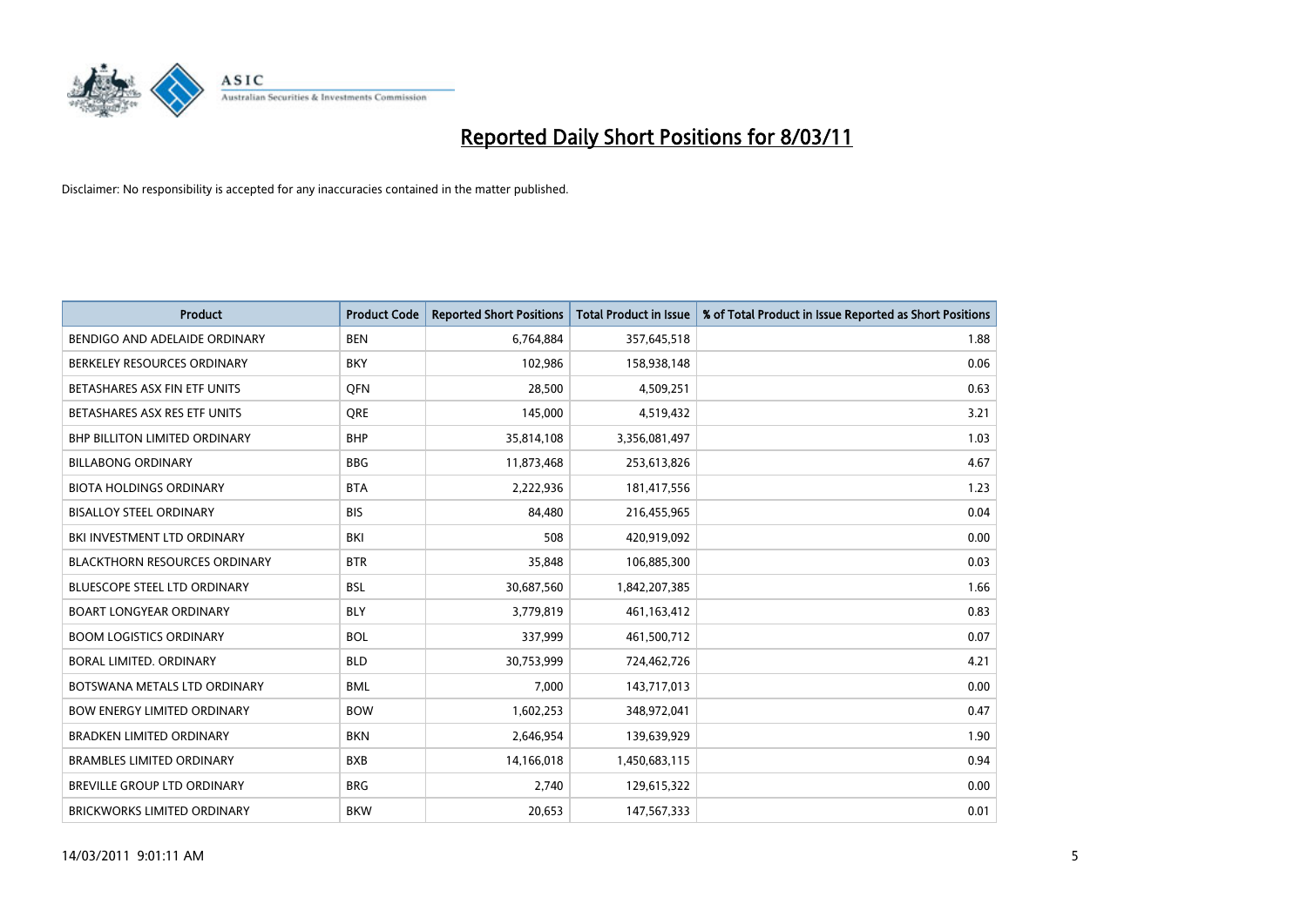# Reported Daily Short Positions for 8/03/11

Disclaimer: No responsibility is accepted for any inaccuracies contained in the matter published.

| Product | Product Code | Reported Short Positions | Total Product in Issue | % of Total Product in Issue Reported as Short Positions |
|---|---|---|---|---|
| BENDIGO AND ADELAIDE ORDINARY | BEN | 6,764,884 | 357,645,518 | 1.88 |
| BERKELEY RESOURCES ORDINARY | BKY | 102,986 | 158,938,148 | 0.06 |
| BETASHARES ASX FIN ETF UNITS | QFN | 28,500 | 4,509,251 | 0.63 |
| BETASHARES ASX RES ETF UNITS | QRE | 145,000 | 4,519,432 | 3.21 |
| BHP BILLITON LIMITED ORDINARY | BHP | 35,814,108 | 3,356,081,497 | 1.03 |
| BILLABONG ORDINARY | BBG | 11,873,468 | 253,613,826 | 4.67 |
| BIOTA HOLDINGS ORDINARY | BTA | 2,222,936 | 181,417,556 | 1.23 |
| BISALLOY STEEL ORDINARY | BIS | 84,480 | 216,455,965 | 0.04 |
| BKI INVESTMENT LTD ORDINARY | BKI | 508 | 420,919,092 | 0.00 |
| BLACKTHORN RESOURCES ORDINARY | BTR | 35,848 | 106,885,300 | 0.03 |
| BLUESCOPE STEEL LTD ORDINARY | BSL | 30,687,560 | 1,842,207,385 | 1.66 |
| BOART LONGYEAR ORDINARY | BLY | 3,779,819 | 461,163,412 | 0.83 |
| BOOM LOGISTICS ORDINARY | BOL | 337,999 | 461,500,712 | 0.07 |
| BORAL LIMITED. ORDINARY | BLD | 30,753,999 | 724,462,726 | 4.21 |
| BOTSWANA METALS LTD ORDINARY | BML | 7,000 | 143,717,013 | 0.00 |
| BOW ENERGY LIMITED ORDINARY | BOW | 1,602,253 | 348,972,041 | 0.47 |
| BRADKEN LIMITED ORDINARY | BKN | 2,646,954 | 139,639,929 | 1.90 |
| BRAMBLES LIMITED ORDINARY | BXB | 14,166,018 | 1,450,683,115 | 0.94 |
| BREVILLE GROUP LTD ORDINARY | BRG | 2,740 | 129,615,322 | 0.00 |
| BRICKWORKS LIMITED ORDINARY | BKW | 20,653 | 147,567,333 | 0.01 |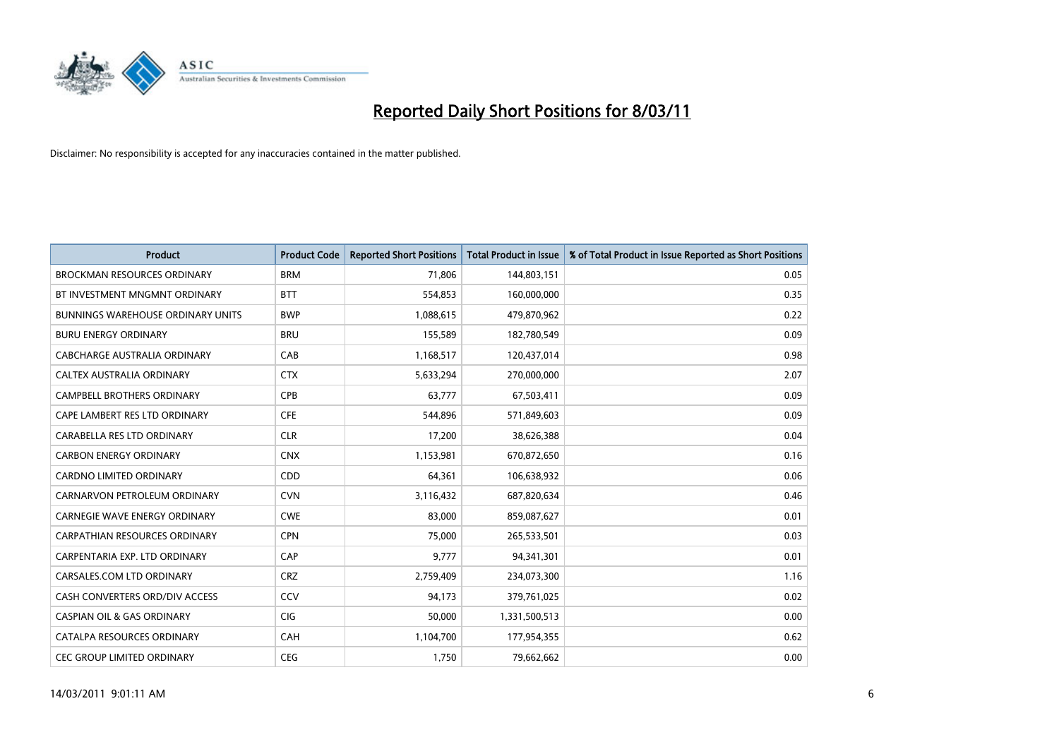# Reported Daily Short Positions for 8/03/11

Disclaimer: No responsibility is accepted for any inaccuracies contained in the matter published.

| Product | Product Code | Reported Short Positions | Total Product in Issue | % of Total Product in Issue Reported as Short Positions |
|---|---|---|---|---|
| BROCKMAN RESOURCES ORDINARY | BRM | 71,806 | 144,803,151 | 0.05 |
| BT INVESTMENT MNGMNT ORDINARY | BTT | 554,853 | 160,000,000 | 0.35 |
| BUNNINGS WAREHOUSE ORDINARY UNITS | BWP | 1,088,615 | 479,870,962 | 0.22 |
| BURU ENERGY ORDINARY | BRU | 155,589 | 182,780,549 | 0.09 |
| CABCHARGE AUSTRALIA ORDINARY | CAB | 1,168,517 | 120,437,014 | 0.98 |
| CALTEX AUSTRALIA ORDINARY | CTX | 5,633,294 | 270,000,000 | 2.07 |
| CAMPBELL BROTHERS ORDINARY | CPB | 63,777 | 67,503,411 | 0.09 |
| CAPE LAMBERT RES LTD ORDINARY | CFE | 544,896 | 571,849,603 | 0.09 |
| CARABELLA RES LTD ORDINARY | CLR | 17,200 | 38,626,388 | 0.04 |
| CARBON ENERGY ORDINARY | CNX | 1,153,981 | 670,872,650 | 0.16 |
| CARDNO LIMITED ORDINARY | CDD | 64,361 | 106,638,932 | 0.06 |
| CARNARVON PETROLEUM ORDINARY | CVN | 3,116,432 | 687,820,634 | 0.46 |
| CARNEGIE WAVE ENERGY ORDINARY | CWE | 83,000 | 859,087,627 | 0.01 |
| CARPATHIAN RESOURCES ORDINARY | CPN | 75,000 | 265,533,501 | 0.03 |
| CARPENTARIA EXP. LTD ORDINARY | CAP | 9,777 | 94,341,301 | 0.01 |
| CARSALES.COM LTD ORDINARY | CRZ | 2,759,409 | 234,073,300 | 1.16 |
| CASH CONVERTERS ORD/DIV ACCESS | CCV | 94,173 | 379,761,025 | 0.02 |
| CASPIAN OIL & GAS ORDINARY | CIG | 50,000 | 1,331,500,513 | 0.00 |
| CATALPA RESOURCES ORDINARY | CAH | 1,104,700 | 177,954,355 | 0.62 |
| CEC GROUP LIMITED ORDINARY | CEG | 1,750 | 79,662,662 | 0.00 |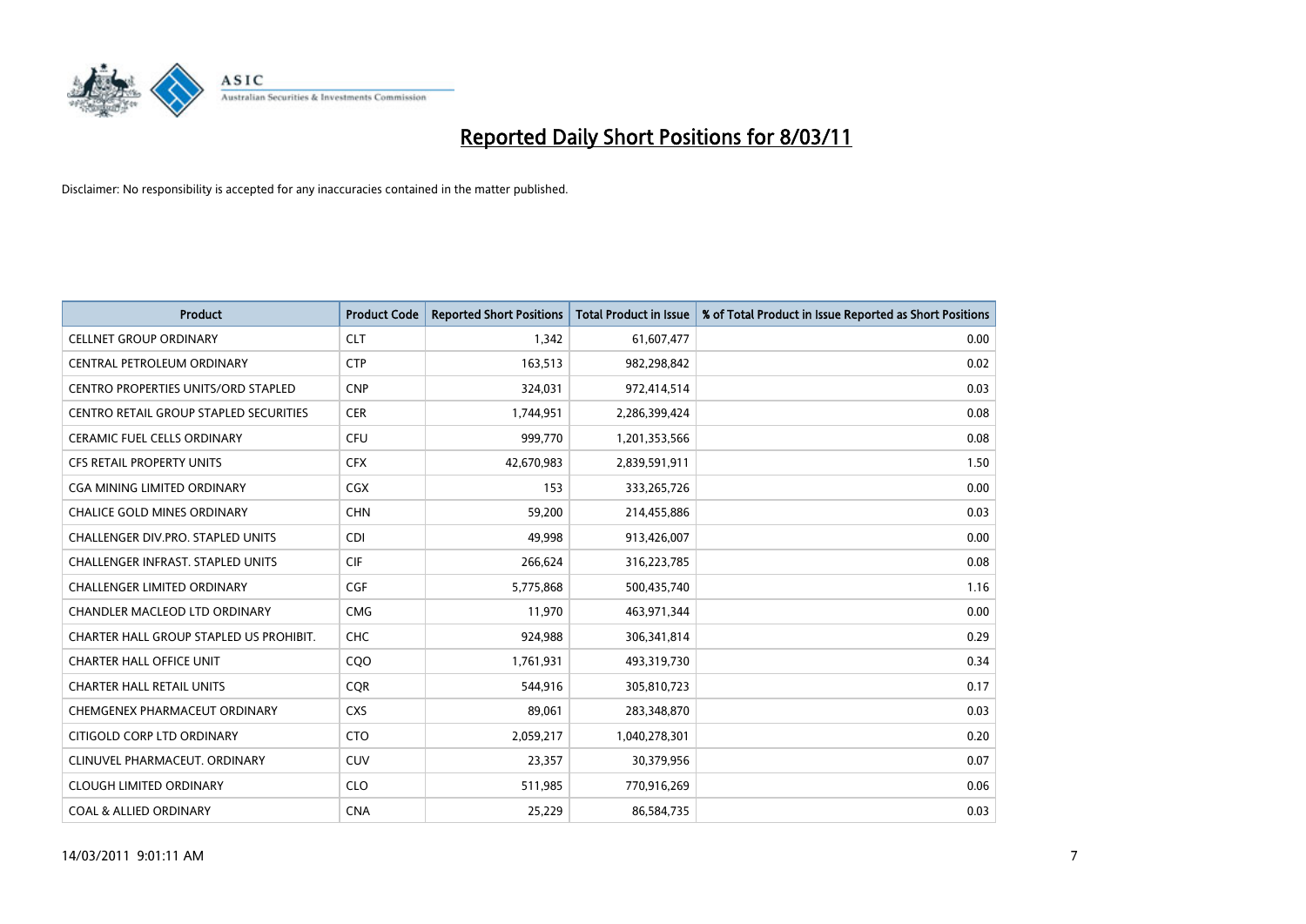# Reported Daily Short Positions for 8/03/11

Disclaimer: No responsibility is accepted for any inaccuracies contained in the matter published.

| Product | Product Code | Reported Short Positions | Total Product in Issue | % of Total Product in Issue Reported as Short Positions |
|---|---|---|---|---|
| CELLNET GROUP ORDINARY | CLT | 1,342 | 61,607,477 | 0.00 |
| CENTRAL PETROLEUM ORDINARY | CTP | 163,513 | 982,298,842 | 0.02 |
| CENTRO PROPERTIES UNITS/ORD STAPLED | CNP | 324,031 | 972,414,514 | 0.03 |
| CENTRO RETAIL GROUP STAPLED SECURITIES | CER | 1,744,951 | 2,286,399,424 | 0.08 |
| CERAMIC FUEL CELLS ORDINARY | CFU | 999,770 | 1,201,353,566 | 0.08 |
| CFS RETAIL PROPERTY UNITS | CFX | 42,670,983 | 2,839,591,911 | 1.50 |
| CGA MINING LIMITED ORDINARY | CGX | 153 | 333,265,726 | 0.00 |
| CHALICE GOLD MINES ORDINARY | CHN | 59,200 | 214,455,886 | 0.03 |
| CHALLENGER DIV.PRO. STAPLED UNITS | CDI | 49,998 | 913,426,007 | 0.00 |
| CHALLENGER INFRAST. STAPLED UNITS | CIF | 266,624 | 316,223,785 | 0.08 |
| CHALLENGER LIMITED ORDINARY | CGF | 5,775,868 | 500,435,740 | 1.16 |
| CHANDLER MACLEOD LTD ORDINARY | CMG | 11,970 | 463,971,344 | 0.00 |
| CHARTER HALL GROUP STAPLED US PROHIBIT. | CHC | 924,988 | 306,341,814 | 0.29 |
| CHARTER HALL OFFICE UNIT | CQO | 1,761,931 | 493,319,730 | 0.34 |
| CHARTER HALL RETAIL UNITS | CQR | 544,916 | 305,810,723 | 0.17 |
| CHEMGENEX PHARMACEUT ORDINARY | CXS | 89,061 | 283,348,870 | 0.03 |
| CITIGOLD CORP LTD ORDINARY | CTO | 2,059,217 | 1,040,278,301 | 0.20 |
| CLINUVEL PHARMACEUT. ORDINARY | CUV | 23,357 | 30,379,956 | 0.07 |
| CLOUGH LIMITED ORDINARY | CLO | 511,985 | 770,916,269 | 0.06 |
| COAL & ALLIED ORDINARY | CNA | 25,229 | 86,584,735 | 0.03 |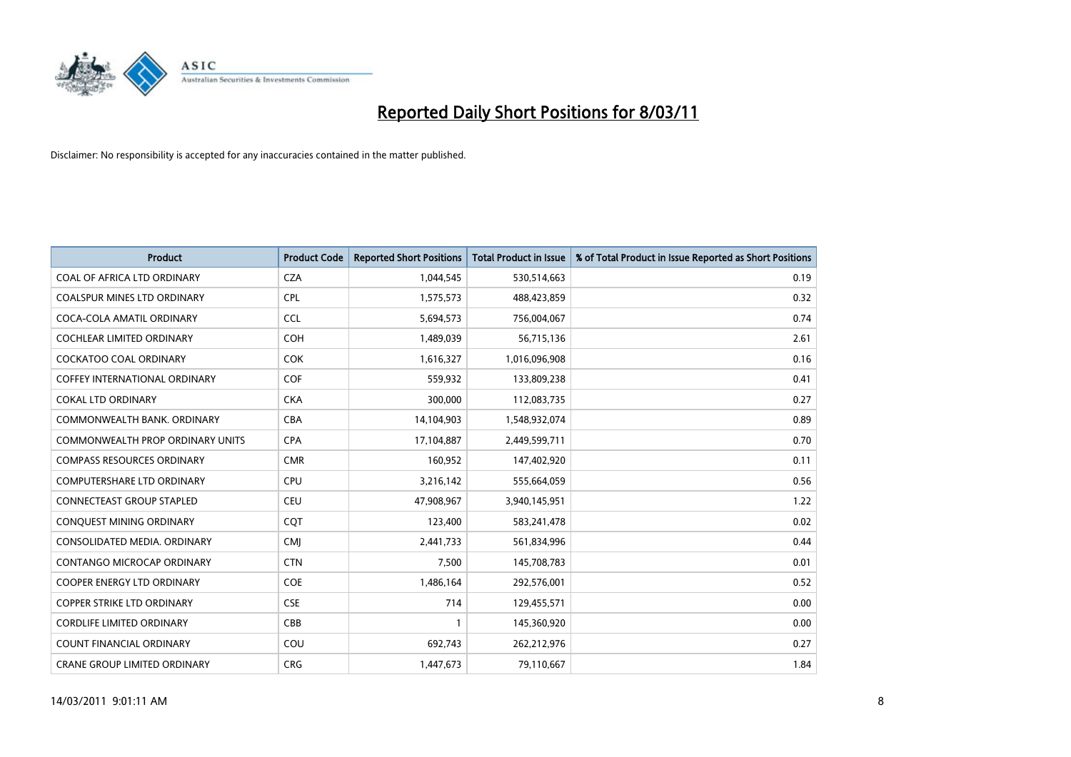# Reported Daily Short Positions for 8/03/11

Disclaimer: No responsibility is accepted for any inaccuracies contained in the matter published.

| Product | Product Code | Reported Short Positions | Total Product in Issue | % of Total Product in Issue Reported as Short Positions |
|---|---|---|---|---|
| COAL OF AFRICA LTD ORDINARY | CZA | 1,044,545 | 530,514,663 | 0.19 |
| COALSPUR MINES LTD ORDINARY | CPL | 1,575,573 | 488,423,859 | 0.32 |
| COCA-COLA AMATIL ORDINARY | CCL | 5,694,573 | 756,004,067 | 0.74 |
| COCHLEAR LIMITED ORDINARY | COH | 1,489,039 | 56,715,136 | 2.61 |
| COCKATOO COAL ORDINARY | COK | 1,616,327 | 1,016,096,908 | 0.16 |
| COFFEY INTERNATIONAL ORDINARY | COF | 559,932 | 133,809,238 | 0.41 |
| COKAL LTD ORDINARY | CKA | 300,000 | 112,083,735 | 0.27 |
| COMMONWEALTH BANK. ORDINARY | CBA | 14,104,903 | 1,548,932,074 | 0.89 |
| COMMONWEALTH PROP ORDINARY UNITS | CPA | 17,104,887 | 2,449,599,711 | 0.70 |
| COMPASS RESOURCES ORDINARY | CMR | 160,952 | 147,402,920 | 0.11 |
| COMPUTERSHARE LTD ORDINARY | CPU | 3,216,142 | 555,664,059 | 0.56 |
| CONNECTEAST GROUP STAPLED | CEU | 47,908,967 | 3,940,145,951 | 1.22 |
| CONQUEST MINING ORDINARY | CQT | 123,400 | 583,241,478 | 0.02 |
| CONSOLIDATED MEDIA. ORDINARY | CMJ | 2,441,733 | 561,834,996 | 0.44 |
| CONTANGO MICROCAP ORDINARY | CTN | 7,500 | 145,708,783 | 0.01 |
| COOPER ENERGY LTD ORDINARY | COE | 1,486,164 | 292,576,001 | 0.52 |
| COPPER STRIKE LTD ORDINARY | CSE | 714 | 129,455,571 | 0.00 |
| CORDLIFE LIMITED ORDINARY | CBB | 1 | 145,360,920 | 0.00 |
| COUNT FINANCIAL ORDINARY | COU | 692,743 | 262,212,976 | 0.27 |
| CRANE GROUP LIMITED ORDINARY | CRG | 1,447,673 | 79,110,667 | 1.84 |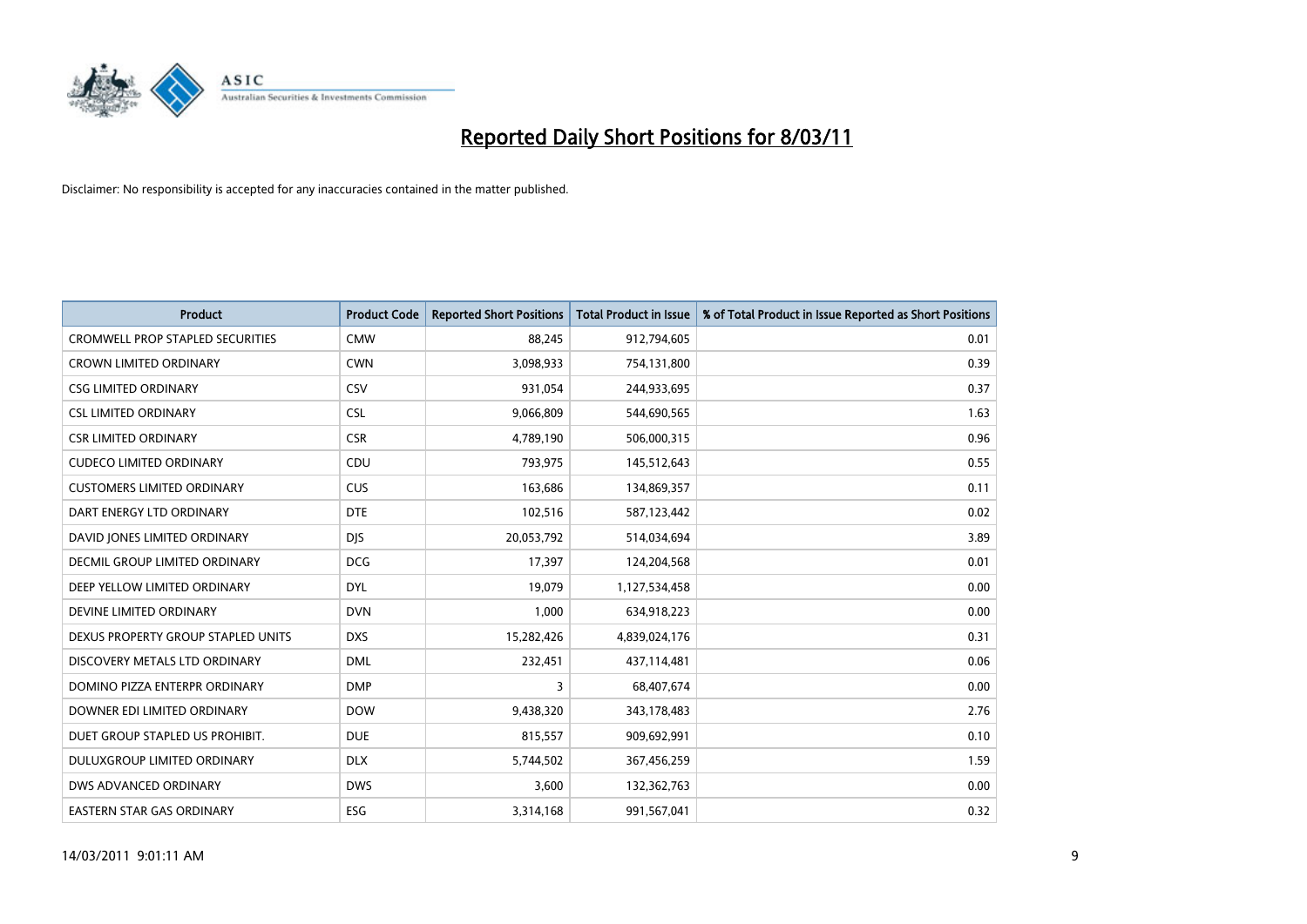# Reported Daily Short Positions for 8/03/11

Disclaimer: No responsibility is accepted for any inaccuracies contained in the matter published.

| Product | Product Code | Reported Short Positions | Total Product in Issue | % of Total Product in Issue Reported as Short Positions |
|---|---|---|---|---|
| CROMWELL PROP STAPLED SECURITIES | CMW | 88,245 | 912,794,605 | 0.01 |
| CROWN LIMITED ORDINARY | CWN | 3,098,933 | 754,131,800 | 0.39 |
| CSG LIMITED ORDINARY | CSV | 931,054 | 244,933,695 | 0.37 |
| CSL LIMITED ORDINARY | CSL | 9,066,809 | 544,690,565 | 1.63 |
| CSR LIMITED ORDINARY | CSR | 4,789,190 | 506,000,315 | 0.96 |
| CUDECO LIMITED ORDINARY | CDU | 793,975 | 145,512,643 | 0.55 |
| CUSTOMERS LIMITED ORDINARY | CUS | 163,686 | 134,869,357 | 0.11 |
| DART ENERGY LTD ORDINARY | DTE | 102,516 | 587,123,442 | 0.02 |
| DAVID JONES LIMITED ORDINARY | DJS | 20,053,792 | 514,034,694 | 3.89 |
| DECMIL GROUP LIMITED ORDINARY | DCG | 17,397 | 124,204,568 | 0.01 |
| DEEP YELLOW LIMITED ORDINARY | DYL | 19,079 | 1,127,534,458 | 0.00 |
| DEVINE LIMITED ORDINARY | DVN | 1,000 | 634,918,223 | 0.00 |
| DEXUS PROPERTY GROUP STAPLED UNITS | DXS | 15,282,426 | 4,839,024,176 | 0.31 |
| DISCOVERY METALS LTD ORDINARY | DML | 232,451 | 437,114,481 | 0.06 |
| DOMINO PIZZA ENTERPR ORDINARY | DMP | 3 | 68,407,674 | 0.00 |
| DOWNER EDI LIMITED ORDINARY | DOW | 9,438,320 | 343,178,483 | 2.76 |
| DUET GROUP STAPLED US PROHIBIT. | DUE | 815,557 | 909,692,991 | 0.10 |
| DULUXGROUP LIMITED ORDINARY | DLX | 5,744,502 | 367,456,259 | 1.59 |
| DWS ADVANCED ORDINARY | DWS | 3,600 | 132,362,763 | 0.00 |
| EASTERN STAR GAS ORDINARY | ESG | 3,314,168 | 991,567,041 | 0.32 |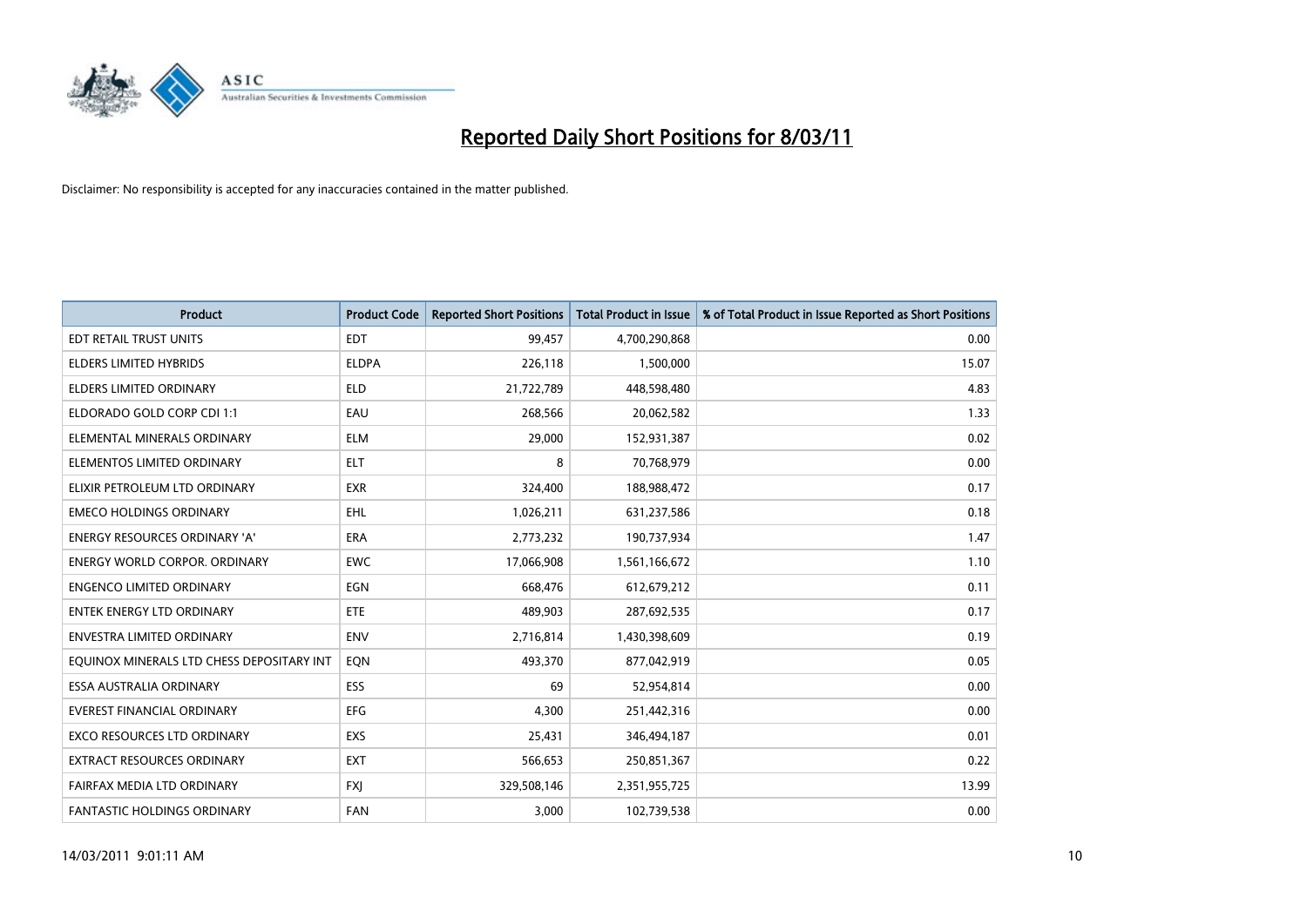# Reported Daily Short Positions for 8/03/11

Disclaimer: No responsibility is accepted for any inaccuracies contained in the matter published.

| Product | Product Code | Reported Short Positions | Total Product in Issue | % of Total Product in Issue Reported as Short Positions |
|---|---|---|---|---|
| EDT RETAIL TRUST UNITS | EDT | 99,457 | 4,700,290,868 | 0.00 |
| ELDERS LIMITED HYBRIDS | ELDPA | 226,118 | 1,500,000 | 15.07 |
| ELDERS LIMITED ORDINARY | ELD | 21,722,789 | 448,598,480 | 4.83 |
| ELDORADO GOLD CORP CDI 1:1 | EAU | 268,566 | 20,062,582 | 1.33 |
| ELEMENTAL MINERALS ORDINARY | ELM | 29,000 | 152,931,387 | 0.02 |
| ELEMENTOS LIMITED ORDINARY | ELT | 8 | 70,768,979 | 0.00 |
| ELIXIR PETROLEUM LTD ORDINARY | EXR | 324,400 | 188,988,472 | 0.17 |
| EMECO HOLDINGS ORDINARY | EHL | 1,026,211 | 631,237,586 | 0.18 |
| ENERGY RESOURCES ORDINARY 'A' | ERA | 2,773,232 | 190,737,934 | 1.47 |
| ENERGY WORLD CORPOR. ORDINARY | EWC | 17,066,908 | 1,561,166,672 | 1.10 |
| ENGENCO LIMITED ORDINARY | EGN | 668,476 | 612,679,212 | 0.11 |
| ENTEK ENERGY LTD ORDINARY | ETE | 489,903 | 287,692,535 | 0.17 |
| ENVESTRA LIMITED ORDINARY | ENV | 2,716,814 | 1,430,398,609 | 0.19 |
| EQUINOX MINERALS LTD CHESS DEPOSITARY INT | EQN | 493,370 | 877,042,919 | 0.05 |
| ESSA AUSTRALIA ORDINARY | ESS | 69 | 52,954,814 | 0.00 |
| EVEREST FINANCIAL ORDINARY | EFG | 4,300 | 251,442,316 | 0.00 |
| EXCO RESOURCES LTD ORDINARY | EXS | 25,431 | 346,494,187 | 0.01 |
| EXTRACT RESOURCES ORDINARY | EXT | 566,653 | 250,851,367 | 0.22 |
| FAIRFAX MEDIA LTD ORDINARY | FXJ | 329,508,146 | 2,351,955,725 | 13.99 |
| FANTASTIC HOLDINGS ORDINARY | FAN | 3,000 | 102,739,538 | 0.00 |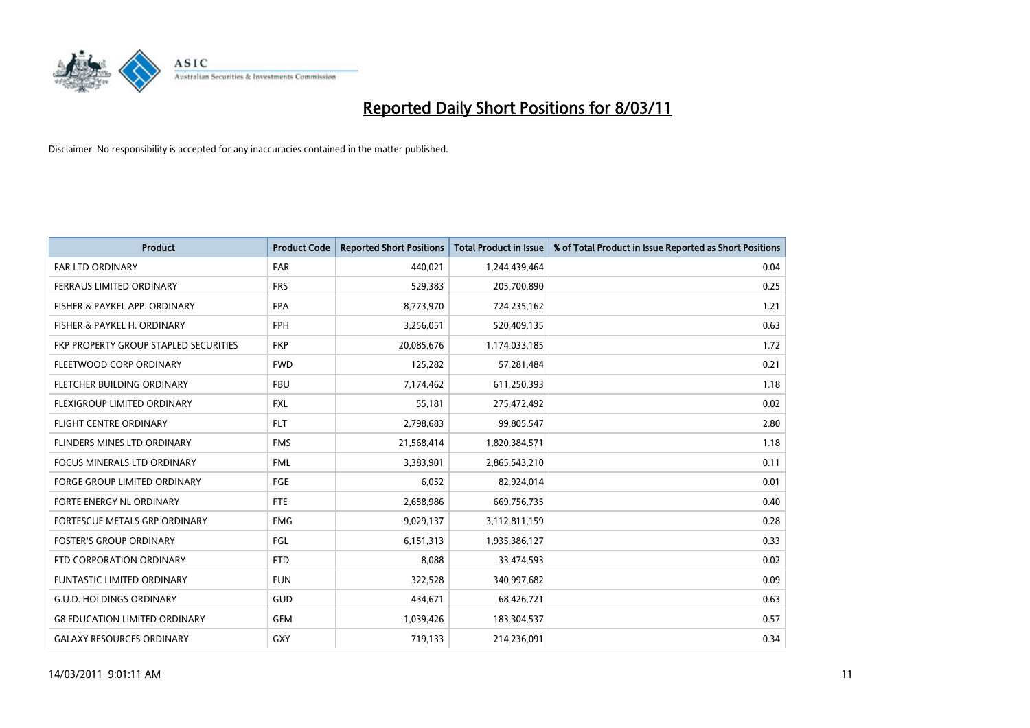# Reported Daily Short Positions for 8/03/11

Disclaimer: No responsibility is accepted for any inaccuracies contained in the matter published.

| Product | Product Code | Reported Short Positions | Total Product in Issue | % of Total Product in Issue Reported as Short Positions |
|---|---|---|---|---|
| FAR LTD ORDINARY | FAR | 440,021 | 1,244,439,464 | 0.04 |
| FERRAUS LIMITED ORDINARY | FRS | 529,383 | 205,700,890 | 0.25 |
| FISHER & PAYKEL APP. ORDINARY | FPA | 8,773,970 | 724,235,162 | 1.21 |
| FISHER & PAYKEL H. ORDINARY | FPH | 3,256,051 | 520,409,135 | 0.63 |
| FKP PROPERTY GROUP STAPLED SECURITIES | FKP | 20,085,676 | 1,174,033,185 | 1.72 |
| FLEETWOOD CORP ORDINARY | FWD | 125,282 | 57,281,484 | 0.21 |
| FLETCHER BUILDING ORDINARY | FBU | 7,174,462 | 611,250,393 | 1.18 |
| FLEXIGROUP LIMITED ORDINARY | FXL | 55,181 | 275,472,492 | 0.02 |
| FLIGHT CENTRE ORDINARY | FLT | 2,798,683 | 99,805,547 | 2.80 |
| FLINDERS MINES LTD ORDINARY | FMS | 21,568,414 | 1,820,384,571 | 1.18 |
| FOCUS MINERALS LTD ORDINARY | FML | 3,383,901 | 2,865,543,210 | 0.11 |
| FORGE GROUP LIMITED ORDINARY | FGE | 6,052 | 82,924,014 | 0.01 |
| FORTE ENERGY NL ORDINARY | FTE | 2,658,986 | 669,756,735 | 0.40 |
| FORTESCUE METALS GRP ORDINARY | FMG | 9,029,137 | 3,112,811,159 | 0.28 |
| FOSTER'S GROUP ORDINARY | FGL | 6,151,313 | 1,935,386,127 | 0.33 |
| FTD CORPORATION ORDINARY | FTD | 8,088 | 33,474,593 | 0.02 |
| FUNTASTIC LIMITED ORDINARY | FUN | 322,528 | 340,997,682 | 0.09 |
| G.U.D. HOLDINGS ORDINARY | GUD | 434,671 | 68,426,721 | 0.63 |
| G8 EDUCATION LIMITED ORDINARY | GEM | 1,039,426 | 183,304,537 | 0.57 |
| GALAXY RESOURCES ORDINARY | GXY | 719,133 | 214,236,091 | 0.34 |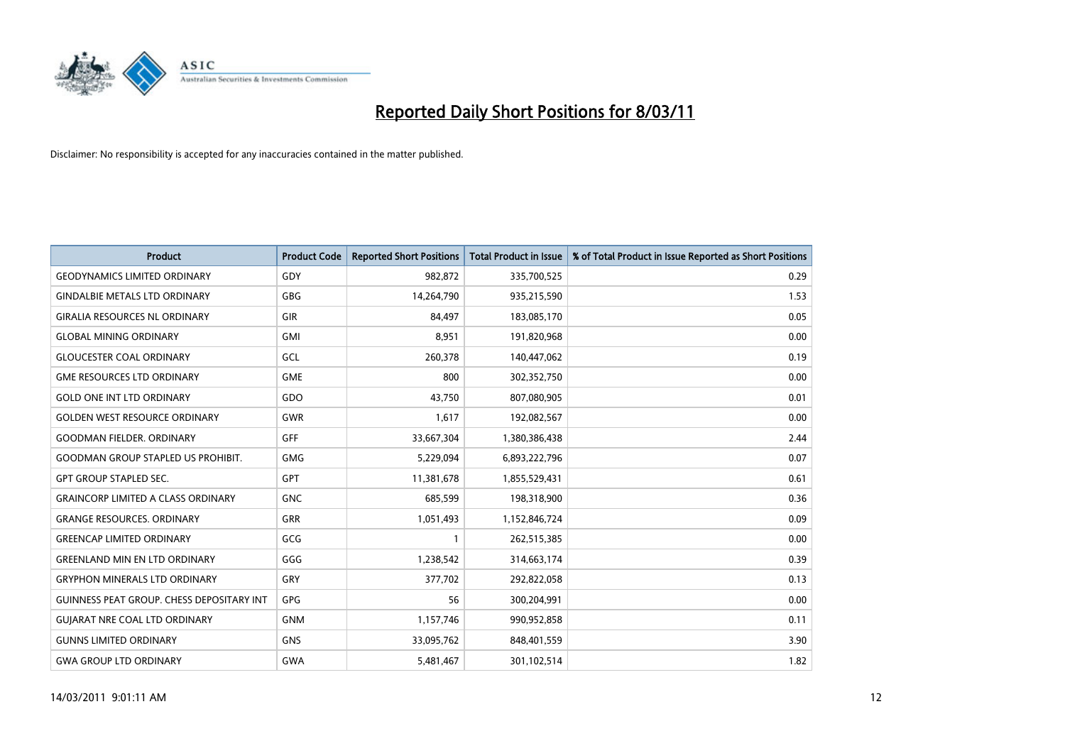# Reported Daily Short Positions for 8/03/11

Disclaimer: No responsibility is accepted for any inaccuracies contained in the matter published.

| Product | Product Code | Reported Short Positions | Total Product in Issue | % of Total Product in Issue Reported as Short Positions |
|---|---|---|---|---|
| GEODYNAMICS LIMITED ORDINARY | GDY | 982,872 | 335,700,525 | 0.29 |
| GINDALBIE METALS LTD ORDINARY | GBG | 14,264,790 | 935,215,590 | 1.53 |
| GIRALIA RESOURCES NL ORDINARY | GIR | 84,497 | 183,085,170 | 0.05 |
| GLOBAL MINING ORDINARY | GMI | 8,951 | 191,820,968 | 0.00 |
| GLOUCESTER COAL ORDINARY | GCL | 260,378 | 140,447,062 | 0.19 |
| GME RESOURCES LTD ORDINARY | GME | 800 | 302,352,750 | 0.00 |
| GOLD ONE INT LTD ORDINARY | GDO | 43,750 | 807,080,905 | 0.01 |
| GOLDEN WEST RESOURCE ORDINARY | GWR | 1,617 | 192,082,567 | 0.00 |
| GOODMAN FIELDER. ORDINARY | GFF | 33,667,304 | 1,380,386,438 | 2.44 |
| GOODMAN GROUP STAPLED US PROHIBIT. | GMG | 5,229,094 | 6,893,222,796 | 0.07 |
| GPT GROUP STAPLED SEC. | GPT | 11,381,678 | 1,855,529,431 | 0.61 |
| GRAINCORP LIMITED A CLASS ORDINARY | GNC | 685,599 | 198,318,900 | 0.36 |
| GRANGE RESOURCES. ORDINARY | GRR | 1,051,493 | 1,152,846,724 | 0.09 |
| GREENCAP LIMITED ORDINARY | GCG | 1 | 262,515,385 | 0.00 |
| GREENLAND MIN EN LTD ORDINARY | GGG | 1,238,542 | 314,663,174 | 0.39 |
| GRYPHON MINERALS LTD ORDINARY | GRY | 377,702 | 292,822,058 | 0.13 |
| GUINNESS PEAT GROUP. CHESS DEPOSITARY INT | GPG | 56 | 300,204,991 | 0.00 |
| GUJARAT NRE COAL LTD ORDINARY | GNM | 1,157,746 | 990,952,858 | 0.11 |
| GUNNS LIMITED ORDINARY | GNS | 33,095,762 | 848,401,559 | 3.90 |
| GWA GROUP LTD ORDINARY | GWA | 5,481,467 | 301,102,514 | 1.82 |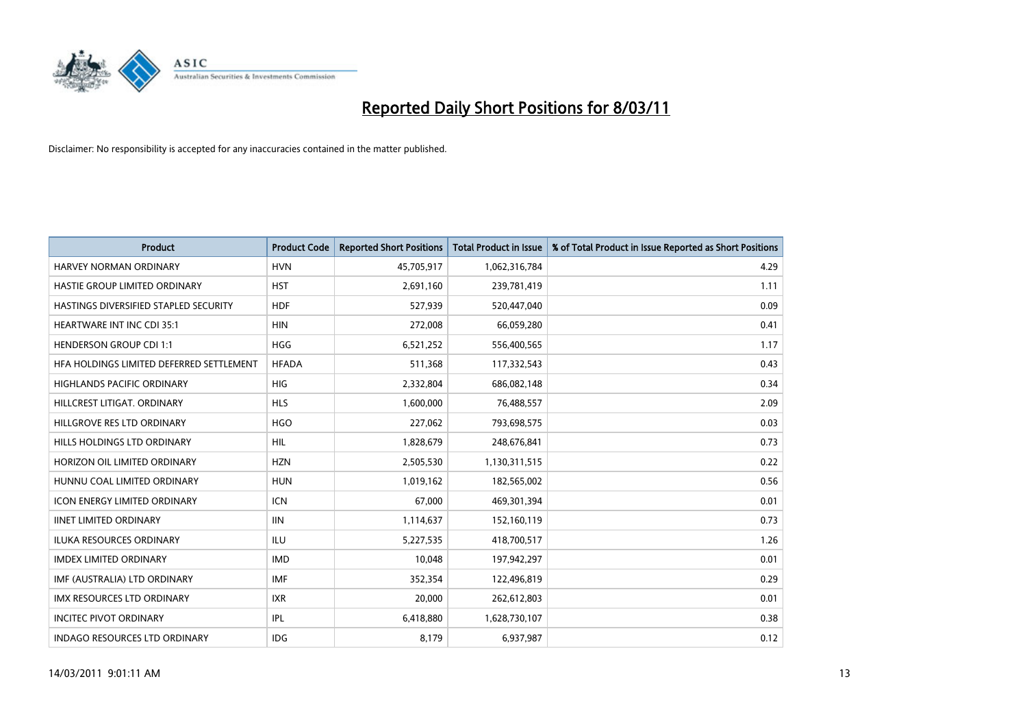# Reported Daily Short Positions for 8/03/11

Disclaimer: No responsibility is accepted for any inaccuracies contained in the matter published.

| Product | Product Code | Reported Short Positions | Total Product in Issue | % of Total Product in Issue Reported as Short Positions |
|---|---|---|---|---|
| HARVEY NORMAN ORDINARY | HVN | 45,705,917 | 1,062,316,784 | 4.29 |
| HASTIE GROUP LIMITED ORDINARY | HST | 2,691,160 | 239,781,419 | 1.11 |
| HASTINGS DIVERSIFIED STAPLED SECURITY | HDF | 527,939 | 520,447,040 | 0.09 |
| HEARTWARE INT INC CDI 35:1 | HIN | 272,008 | 66,059,280 | 0.41 |
| HENDERSON GROUP CDI 1:1 | HGG | 6,521,252 | 556,400,565 | 1.17 |
| HFA HOLDINGS LIMITED DEFERRED SETTLEMENT | HFADA | 511,368 | 117,332,543 | 0.43 |
| HIGHLANDS PACIFIC ORDINARY | HIG | 2,332,804 | 686,082,148 | 0.34 |
| HILLCREST LITIGAT. ORDINARY | HLS | 1,600,000 | 76,488,557 | 2.09 |
| HILLGROVE RES LTD ORDINARY | HGO | 227,062 | 793,698,575 | 0.03 |
| HILLS HOLDINGS LTD ORDINARY | HIL | 1,828,679 | 248,676,841 | 0.73 |
| HORIZON OIL LIMITED ORDINARY | HZN | 2,505,530 | 1,130,311,515 | 0.22 |
| HUNNU COAL LIMITED ORDINARY | HUN | 1,019,162 | 182,565,002 | 0.56 |
| ICON ENERGY LIMITED ORDINARY | ICN | 67,000 | 469,301,394 | 0.01 |
| IINET LIMITED ORDINARY | IIN | 1,114,637 | 152,160,119 | 0.73 |
| ILUKA RESOURCES ORDINARY | ILU | 5,227,535 | 418,700,517 | 1.26 |
| IMDEX LIMITED ORDINARY | IMD | 10,048 | 197,942,297 | 0.01 |
| IMF (AUSTRALIA) LTD ORDINARY | IMF | 352,354 | 122,496,819 | 0.29 |
| IMX RESOURCES LTD ORDINARY | IXR | 20,000 | 262,612,803 | 0.01 |
| INCITEC PIVOT ORDINARY | IPL | 6,418,880 | 1,628,730,107 | 0.38 |
| INDAGO RESOURCES LTD ORDINARY | IDG | 8,179 | 6,937,987 | 0.12 |

14/03/2011 9:01:11 AM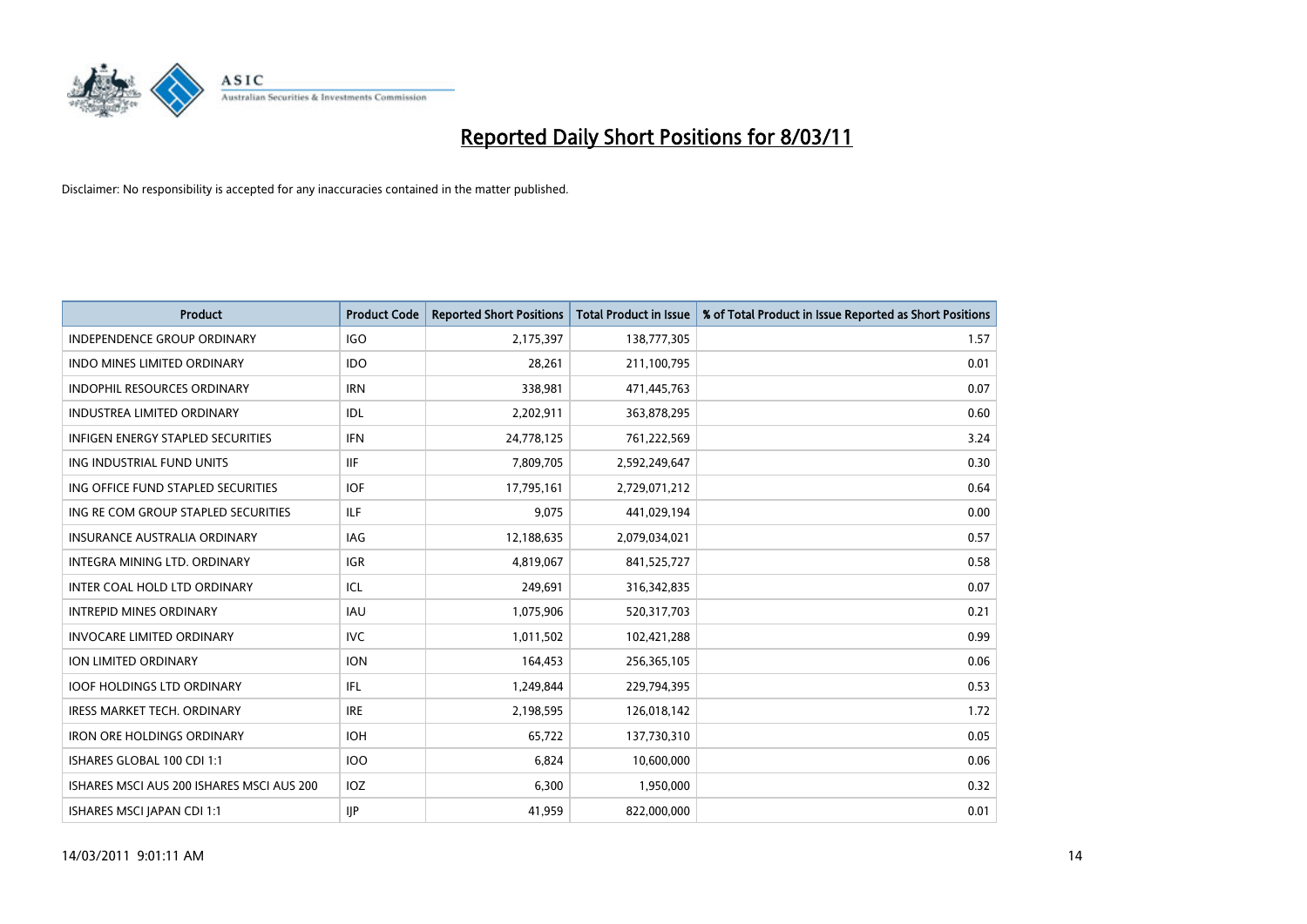# Reported Daily Short Positions for 8/03/11

Disclaimer: No responsibility is accepted for any inaccuracies contained in the matter published.

| Product | Product Code | Reported Short Positions | Total Product in Issue | % of Total Product in Issue Reported as Short Positions |
|---|---|---|---|---|
| INDEPENDENCE GROUP ORDINARY | IGO | 2,175,397 | 138,777,305 | 1.57 |
| INDO MINES LIMITED ORDINARY | IDO | 28,261 | 211,100,795 | 0.01 |
| INDOPHIL RESOURCES ORDINARY | IRN | 338,981 | 471,445,763 | 0.07 |
| INDUSTREA LIMITED ORDINARY | IDL | 2,202,911 | 363,878,295 | 0.60 |
| INFIGEN ENERGY STAPLED SECURITIES | IFN | 24,778,125 | 761,222,569 | 3.24 |
| ING INDUSTRIAL FUND UNITS | IIF | 7,809,705 | 2,592,249,647 | 0.30 |
| ING OFFICE FUND STAPLED SECURITIES | IOF | 17,795,161 | 2,729,071,212 | 0.64 |
| ING RE COM GROUP STAPLED SECURITIES | ILF | 9,075 | 441,029,194 | 0.00 |
| INSURANCE AUSTRALIA ORDINARY | IAG | 12,188,635 | 2,079,034,021 | 0.57 |
| INTEGRA MINING LTD. ORDINARY | IGR | 4,819,067 | 841,525,727 | 0.58 |
| INTER COAL HOLD LTD ORDINARY | ICL | 249,691 | 316,342,835 | 0.07 |
| INTREPID MINES ORDINARY | IAU | 1,075,906 | 520,317,703 | 0.21 |
| INVOCARE LIMITED ORDINARY | IVC | 1,011,502 | 102,421,288 | 0.99 |
| ION LIMITED ORDINARY | ION | 164,453 | 256,365,105 | 0.06 |
| IOOF HOLDINGS LTD ORDINARY | IFL | 1,249,844 | 229,794,395 | 0.53 |
| IRESS MARKET TECH. ORDINARY | IRE | 2,198,595 | 126,018,142 | 1.72 |
| IRON ORE HOLDINGS ORDINARY | IOH | 65,722 | 137,730,310 | 0.05 |
| ISHARES GLOBAL 100 CDI 1:1 | IOO | 6,824 | 10,600,000 | 0.06 |
| ISHARES MSCI AUS 200 ISHARES MSCI AUS 200 | IOZ | 6,300 | 1,950,000 | 0.32 |
| ISHARES MSCI JAPAN CDI 1:1 | IJP | 41,959 | 822,000,000 | 0.01 |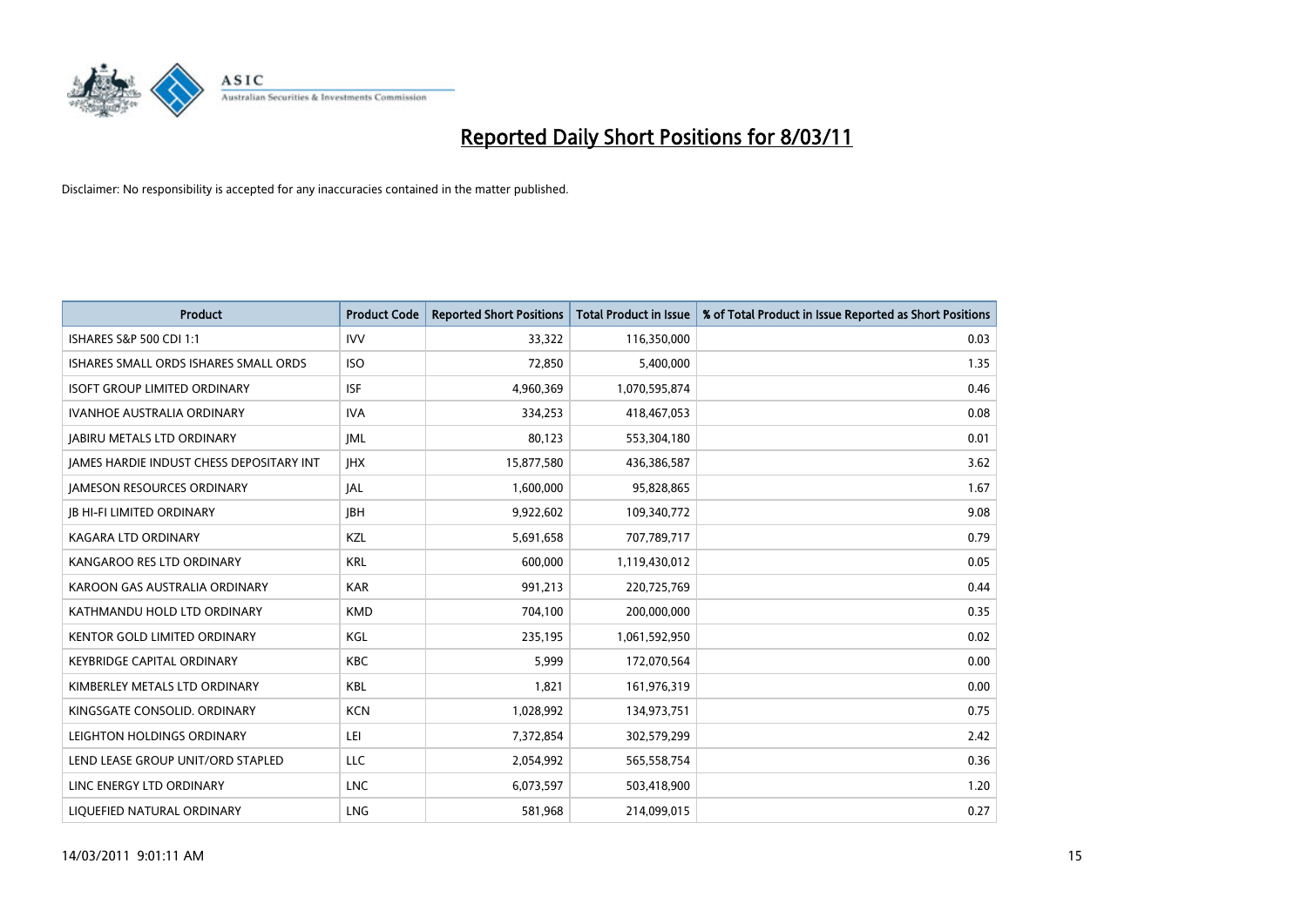# Reported Daily Short Positions for 8/03/11

Disclaimer: No responsibility is accepted for any inaccuracies contained in the matter published.

| Product | Product Code | Reported Short Positions | Total Product in Issue | % of Total Product in Issue Reported as Short Positions |
|---|---|---|---|---|
| ISHARES S&P 500 CDI 1:1 | IVV | 33,322 | 116,350,000 | 0.03 |
| ISHARES SMALL ORDS ISHARES SMALL ORDS | ISO | 72,850 | 5,400,000 | 1.35 |
| ISOFT GROUP LIMITED ORDINARY | ISF | 4,960,369 | 1,070,595,874 | 0.46 |
| IVANHOE AUSTRALIA ORDINARY | IVA | 334,253 | 418,467,053 | 0.08 |
| JABIRU METALS LTD ORDINARY | JML | 80,123 | 553,304,180 | 0.01 |
| JAMES HARDIE INDUST CHESS DEPOSITARY INT | JHX | 15,877,580 | 436,386,587 | 3.62 |
| JAMESON RESOURCES ORDINARY | JAL | 1,600,000 | 95,828,865 | 1.67 |
| JB HI-FI LIMITED ORDINARY | JBH | 9,922,602 | 109,340,772 | 9.08 |
| KAGARA LTD ORDINARY | KZL | 5,691,658 | 707,789,717 | 0.79 |
| KANGAROO RES LTD ORDINARY | KRL | 600,000 | 1,119,430,012 | 0.05 |
| KAROON GAS AUSTRALIA ORDINARY | KAR | 991,213 | 220,725,769 | 0.44 |
| KATHMANDU HOLD LTD ORDINARY | KMD | 704,100 | 200,000,000 | 0.35 |
| KENTOR GOLD LIMITED ORDINARY | KGL | 235,195 | 1,061,592,950 | 0.02 |
| KEYBRIDGE CAPITAL ORDINARY | KBC | 5,999 | 172,070,564 | 0.00 |
| KIMBERLEY METALS LTD ORDINARY | KBL | 1,821 | 161,976,319 | 0.00 |
| KINGSGATE CONSOLID. ORDINARY | KCN | 1,028,992 | 134,973,751 | 0.75 |
| LEIGHTON HOLDINGS ORDINARY | LEI | 7,372,854 | 302,579,299 | 2.42 |
| LEND LEASE GROUP UNIT/ORD STAPLED | LLC | 2,054,992 | 565,558,754 | 0.36 |
| LINC ENERGY LTD ORDINARY | LNC | 6,073,597 | 503,418,900 | 1.20 |
| LIQUEFIED NATURAL ORDINARY | LNG | 581,968 | 214,099,015 | 0.27 |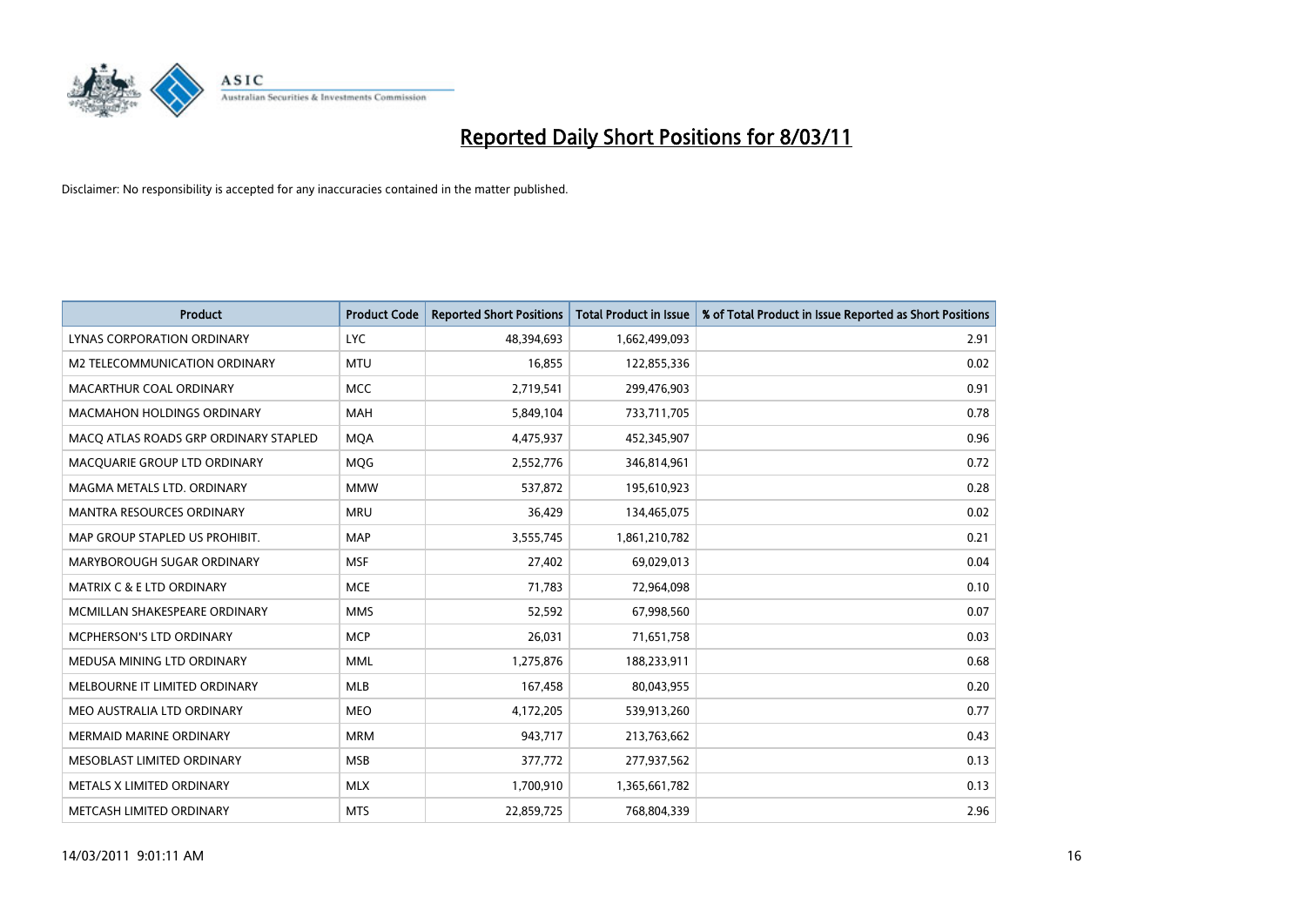# Reported Daily Short Positions for 8/03/11

Disclaimer: No responsibility is accepted for any inaccuracies contained in the matter published.

| Product | Product Code | Reported Short Positions | Total Product in Issue | % of Total Product in Issue Reported as Short Positions |
|---|---|---|---|---|
| LYNAS CORPORATION ORDINARY | LYC | 48,394,693 | 1,662,499,093 | 2.91 |
| M2 TELECOMMUNICATION ORDINARY | MTU | 16,855 | 122,855,336 | 0.02 |
| MACARTHUR COAL ORDINARY | MCC | 2,719,541 | 299,476,903 | 0.91 |
| MACMAHON HOLDINGS ORDINARY | MAH | 5,849,104 | 733,711,705 | 0.78 |
| MACQ ATLAS ROADS GRP ORDINARY STAPLED | MQA | 4,475,937 | 452,345,907 | 0.96 |
| MACQUARIE GROUP LTD ORDINARY | MQG | 2,552,776 | 346,814,961 | 0.72 |
| MAGMA METALS LTD. ORDINARY | MMW | 537,872 | 195,610,923 | 0.28 |
| MANTRA RESOURCES ORDINARY | MRU | 36,429 | 134,465,075 | 0.02 |
| MAP GROUP STAPLED US PROHIBIT. | MAP | 3,555,745 | 1,861,210,782 | 0.21 |
| MARYBOROUGH SUGAR ORDINARY | MSF | 27,402 | 69,029,013 | 0.04 |
| MATRIX C & E LTD ORDINARY | MCE | 71,783 | 72,964,098 | 0.10 |
| MCMILLAN SHAKESPEARE ORDINARY | MMS | 52,592 | 67,998,560 | 0.07 |
| MCPHERSON'S LTD ORDINARY | MCP | 26,031 | 71,651,758 | 0.03 |
| MEDUSA MINING LTD ORDINARY | MML | 1,275,876 | 188,233,911 | 0.68 |
| MELBOURNE IT LIMITED ORDINARY | MLB | 167,458 | 80,043,955 | 0.20 |
| MEO AUSTRALIA LTD ORDINARY | MEO | 4,172,205 | 539,913,260 | 0.77 |
| MERMAID MARINE ORDINARY | MRM | 943,717 | 213,763,662 | 0.43 |
| MESOBLAST LIMITED ORDINARY | MSB | 377,772 | 277,937,562 | 0.13 |
| METALS X LIMITED ORDINARY | MLX | 1,700,910 | 1,365,661,782 | 0.13 |
| METCASH LIMITED ORDINARY | MTS | 22,859,725 | 768,804,339 | 2.96 |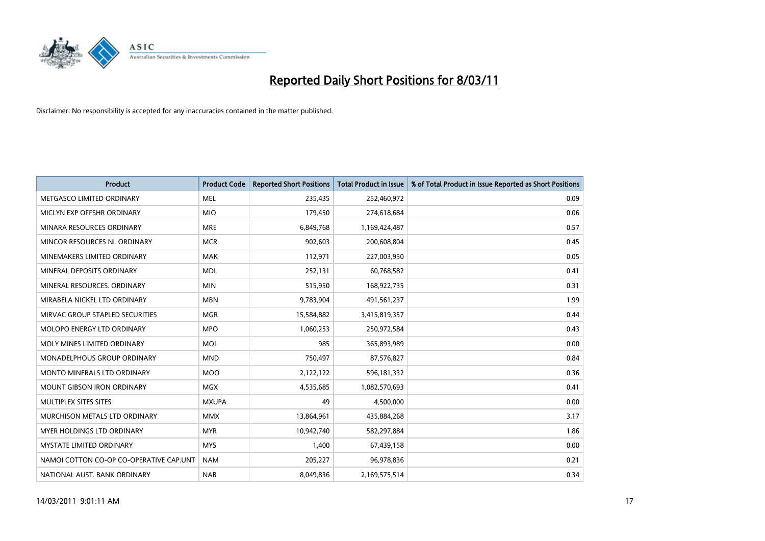# Reported Daily Short Positions for 8/03/11

Disclaimer: No responsibility is accepted for any inaccuracies contained in the matter published.

| Product | Product Code | Reported Short Positions | Total Product in Issue | % of Total Product in Issue Reported as Short Positions |
|---|---|---|---|---|
| METGASCO LIMITED ORDINARY | MEL | 235,435 | 252,460,972 | 0.09 |
| MICLYN EXP OFFSHR ORDINARY | MIO | 179,450 | 274,618,684 | 0.06 |
| MINARA RESOURCES ORDINARY | MRE | 6,849,768 | 1,169,424,487 | 0.57 |
| MINCOR RESOURCES NL ORDINARY | MCR | 902,603 | 200,608,804 | 0.45 |
| MINEMAKERS LIMITED ORDINARY | MAK | 112,971 | 227,003,950 | 0.05 |
| MINERAL DEPOSITS ORDINARY | MDL | 252,131 | 60,768,582 | 0.41 |
| MINERAL RESOURCES. ORDINARY | MIN | 515,950 | 168,922,735 | 0.31 |
| MIRABELA NICKEL LTD ORDINARY | MBN | 9,783,904 | 491,561,237 | 1.99 |
| MIRVAC GROUP STAPLED SECURITIES | MGR | 15,584,882 | 3,415,819,357 | 0.44 |
| MOLOPO ENERGY LTD ORDINARY | MPO | 1,060,253 | 250,972,584 | 0.43 |
| MOLY MINES LIMITED ORDINARY | MOL | 985 | 365,893,989 | 0.00 |
| MONADELPHOUS GROUP ORDINARY | MND | 750,497 | 87,576,827 | 0.84 |
| MONTO MINERALS LTD ORDINARY | MOO | 2,122,122 | 596,181,332 | 0.36 |
| MOUNT GIBSON IRON ORDINARY | MGX | 4,535,685 | 1,082,570,693 | 0.41 |
| MULTIPLEX SITES SITES | MXUPA | 49 | 4,500,000 | 0.00 |
| MURCHISON METALS LTD ORDINARY | MMX | 13,864,961 | 435,884,268 | 3.17 |
| MYER HOLDINGS LTD ORDINARY | MYR | 10,942,740 | 582,297,884 | 1.86 |
| MYSTATE LIMITED ORDINARY | MYS | 1,400 | 67,439,158 | 0.00 |
| NAMOI COTTON CO-OP CO-OPERATIVE CAP.UNT | NAM | 205,227 | 96,978,836 | 0.21 |
| NATIONAL AUST. BANK ORDINARY | NAB | 8,049,836 | 2,169,575,514 | 0.34 |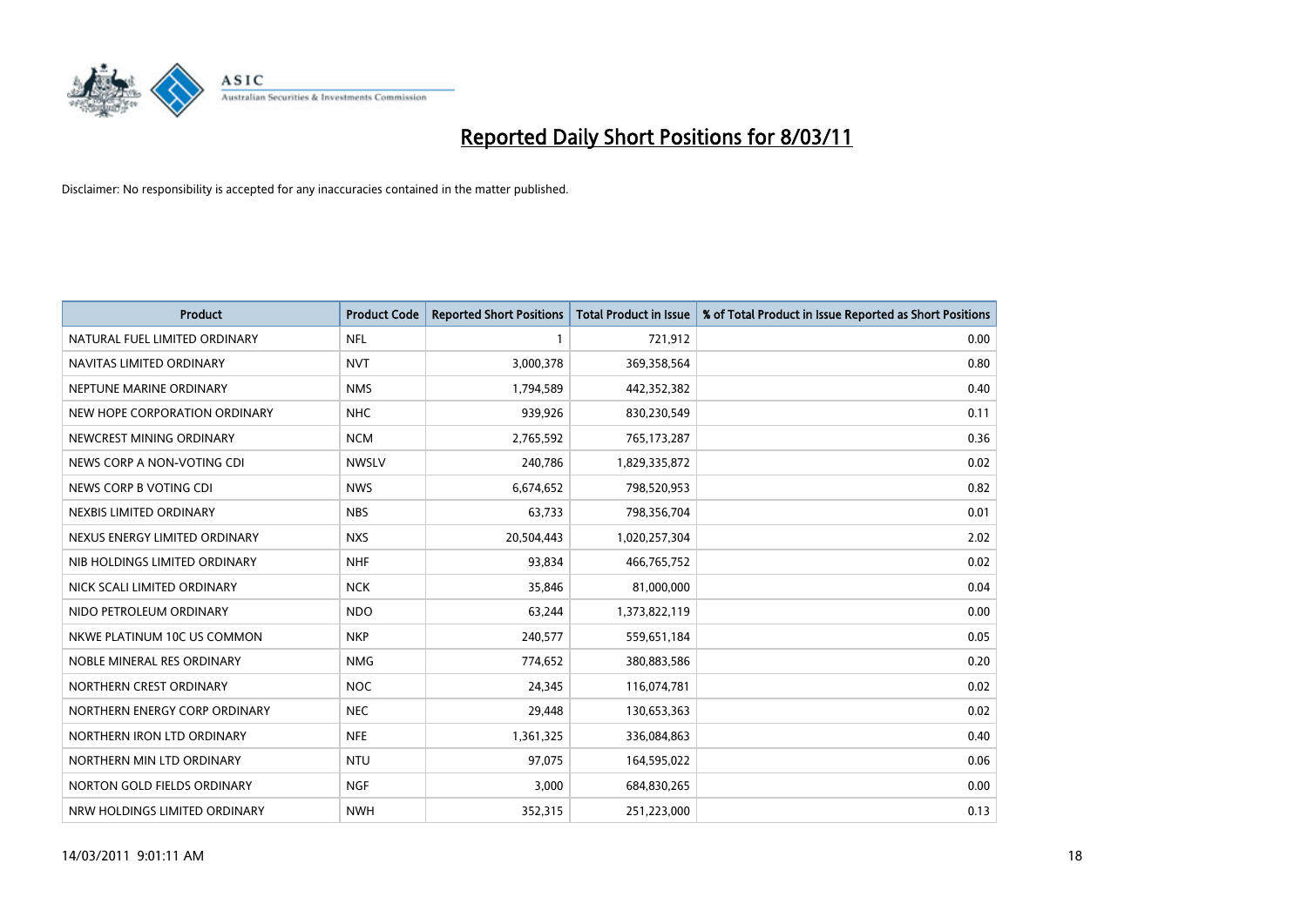# Reported Daily Short Positions for 8/03/11

Disclaimer: No responsibility is accepted for any inaccuracies contained in the matter published.

| Product | Product Code | Reported Short Positions | Total Product in Issue | % of Total Product in Issue Reported as Short Positions |
|---|---|---|---|---|
| NATURAL FUEL LIMITED ORDINARY | NFL | 1 | 721,912 | 0.00 |
| NAVITAS LIMITED ORDINARY | NVT | 3,000,378 | 369,358,564 | 0.80 |
| NEPTUNE MARINE ORDINARY | NMS | 1,794,589 | 442,352,382 | 0.40 |
| NEW HOPE CORPORATION ORDINARY | NHC | 939,926 | 830,230,549 | 0.11 |
| NEWCREST MINING ORDINARY | NCM | 2,765,592 | 765,173,287 | 0.36 |
| NEWS CORP A NON-VOTING CDI | NWSLV | 240,786 | 1,829,335,872 | 0.02 |
| NEWS CORP B VOTING CDI | NWS | 6,674,652 | 798,520,953 | 0.82 |
| NEXBIS LIMITED ORDINARY | NBS | 63,733 | 798,356,704 | 0.01 |
| NEXUS ENERGY LIMITED ORDINARY | NXS | 20,504,443 | 1,020,257,304 | 2.02 |
| NIB HOLDINGS LIMITED ORDINARY | NHF | 93,834 | 466,765,752 | 0.02 |
| NICK SCALI LIMITED ORDINARY | NCK | 35,846 | 81,000,000 | 0.04 |
| NIDO PETROLEUM ORDINARY | NDO | 63,244 | 1,373,822,119 | 0.00 |
| NKWE PLATINUM 10C US COMMON | NKP | 240,577 | 559,651,184 | 0.05 |
| NOBLE MINERAL RES ORDINARY | NMG | 774,652 | 380,883,586 | 0.20 |
| NORTHERN CREST ORDINARY | NOC | 24,345 | 116,074,781 | 0.02 |
| NORTHERN ENERGY CORP ORDINARY | NEC | 29,448 | 130,653,363 | 0.02 |
| NORTHERN IRON LTD ORDINARY | NFE | 1,361,325 | 336,084,863 | 0.40 |
| NORTHERN MIN LTD ORDINARY | NTU | 97,075 | 164,595,022 | 0.06 |
| NORTON GOLD FIELDS ORDINARY | NGF | 3,000 | 684,830,265 | 0.00 |
| NRW HOLDINGS LIMITED ORDINARY | NWH | 352,315 | 251,223,000 | 0.13 |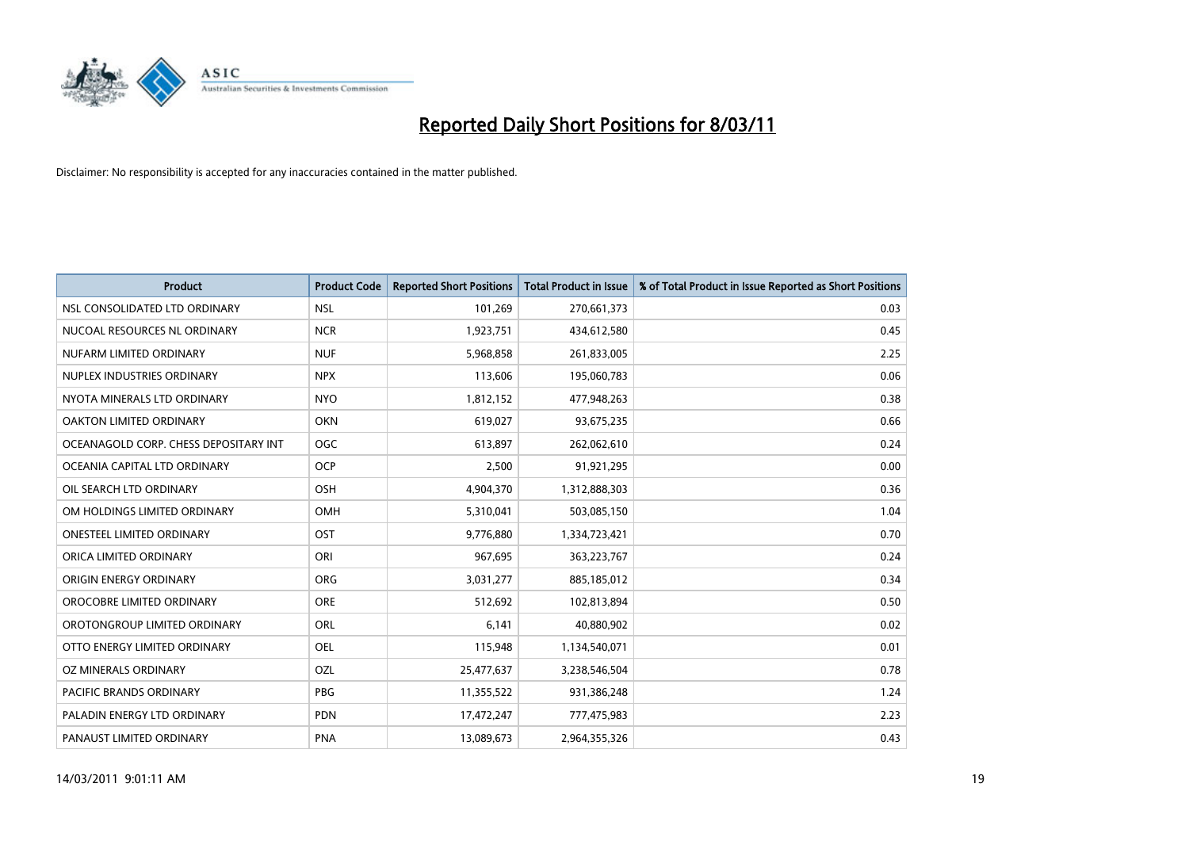# Reported Daily Short Positions for 8/03/11

Disclaimer: No responsibility is accepted for any inaccuracies contained in the matter published.

| Product | Product Code | Reported Short Positions | Total Product in Issue | % of Total Product in Issue Reported as Short Positions |
|---|---|---|---|---|
| NSL CONSOLIDATED LTD ORDINARY | NSL | 101,269 | 270,661,373 | 0.03 |
| NUCOAL RESOURCES NL ORDINARY | NCR | 1,923,751 | 434,612,580 | 0.45 |
| NUFARM LIMITED ORDINARY | NUF | 5,968,858 | 261,833,005 | 2.25 |
| NUPLEX INDUSTRIES ORDINARY | NPX | 113,606 | 195,060,783 | 0.06 |
| NYOTA MINERALS LTD ORDINARY | NYO | 1,812,152 | 477,948,263 | 0.38 |
| OAKTON LIMITED ORDINARY | OKN | 619,027 | 93,675,235 | 0.66 |
| OCEANAGOLD CORP. CHESS DEPOSITARY INT | OGC | 613,897 | 262,062,610 | 0.24 |
| OCEANIA CAPITAL LTD ORDINARY | OCP | 2,500 | 91,921,295 | 0.00 |
| OIL SEARCH LTD ORDINARY | OSH | 4,904,370 | 1,312,888,303 | 0.36 |
| OM HOLDINGS LIMITED ORDINARY | OMH | 5,310,041 | 503,085,150 | 1.04 |
| ONESTEEL LIMITED ORDINARY | OST | 9,776,880 | 1,334,723,421 | 0.70 |
| ORICA LIMITED ORDINARY | ORI | 967,695 | 363,223,767 | 0.24 |
| ORIGIN ENERGY ORDINARY | ORG | 3,031,277 | 885,185,012 | 0.34 |
| OROCOBRE LIMITED ORDINARY | ORE | 512,692 | 102,813,894 | 0.50 |
| OROTONGROUP LIMITED ORDINARY | ORL | 6,141 | 40,880,902 | 0.02 |
| OTTO ENERGY LIMITED ORDINARY | OEL | 115,948 | 1,134,540,071 | 0.01 |
| OZ MINERALS ORDINARY | OZL | 25,477,637 | 3,238,546,504 | 0.78 |
| PACIFIC BRANDS ORDINARY | PBG | 11,355,522 | 931,386,248 | 1.24 |
| PALADIN ENERGY LTD ORDINARY | PDN | 17,472,247 | 777,475,983 | 2.23 |
| PANAUST LIMITED ORDINARY | PNA | 13,089,673 | 2,964,355,326 | 0.43 |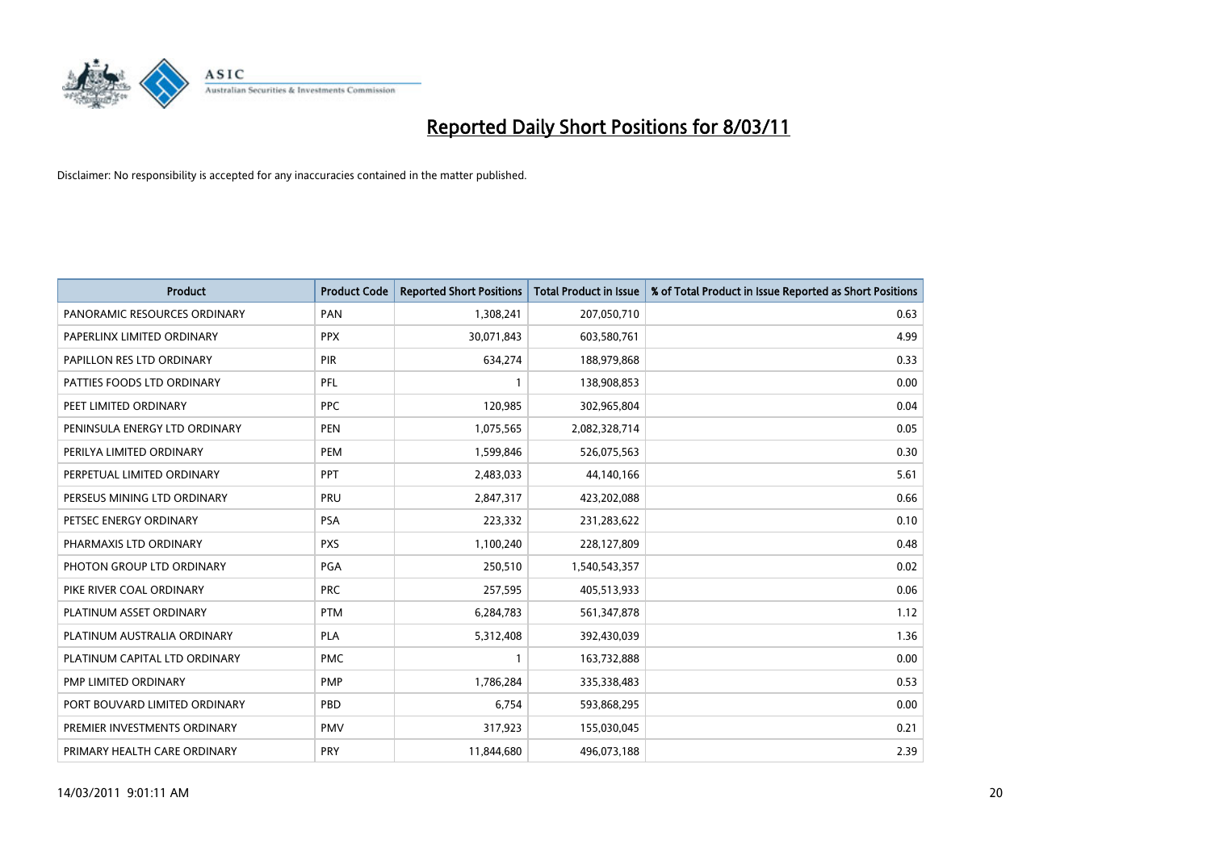# Reported Daily Short Positions for 8/03/11

Disclaimer: No responsibility is accepted for any inaccuracies contained in the matter published.

| Product | Product Code | Reported Short Positions | Total Product in Issue | % of Total Product in Issue Reported as Short Positions |
|---|---|---|---|---|
| PANORAMIC RESOURCES ORDINARY | PAN | 1,308,241 | 207,050,710 | 0.63 |
| PAPERLINX LIMITED ORDINARY | PPX | 30,071,843 | 603,580,761 | 4.99 |
| PAPILLON RES LTD ORDINARY | PIR | 634,274 | 188,979,868 | 0.33 |
| PATTIES FOODS LTD ORDINARY | PFL | 1 | 138,908,853 | 0.00 |
| PEET LIMITED ORDINARY | PPC | 120,985 | 302,965,804 | 0.04 |
| PENINSULA ENERGY LTD ORDINARY | PEN | 1,075,565 | 2,082,328,714 | 0.05 |
| PERILYA LIMITED ORDINARY | PEM | 1,599,846 | 526,075,563 | 0.30 |
| PERPETUAL LIMITED ORDINARY | PPT | 2,483,033 | 44,140,166 | 5.61 |
| PERSEUS MINING LTD ORDINARY | PRU | 2,847,317 | 423,202,088 | 0.66 |
| PETSEC ENERGY ORDINARY | PSA | 223,332 | 231,283,622 | 0.10 |
| PHARMAXIS LTD ORDINARY | PXS | 1,100,240 | 228,127,809 | 0.48 |
| PHOTON GROUP LTD ORDINARY | PGA | 250,510 | 1,540,543,357 | 0.02 |
| PIKE RIVER COAL ORDINARY | PRC | 257,595 | 405,513,933 | 0.06 |
| PLATINUM ASSET ORDINARY | PTM | 6,284,783 | 561,347,878 | 1.12 |
| PLATINUM AUSTRALIA ORDINARY | PLA | 5,312,408 | 392,430,039 | 1.36 |
| PLATINUM CAPITAL LTD ORDINARY | PMC | 1 | 163,732,888 | 0.00 |
| PMP LIMITED ORDINARY | PMP | 1,786,284 | 335,338,483 | 0.53 |
| PORT BOUVARD LIMITED ORDINARY | PBD | 6,754 | 593,868,295 | 0.00 |
| PREMIER INVESTMENTS ORDINARY | PMV | 317,923 | 155,030,045 | 0.21 |
| PRIMARY HEALTH CARE ORDINARY | PRY | 11,844,680 | 496,073,188 | 2.39 |

14/03/2011 9:01:11 AM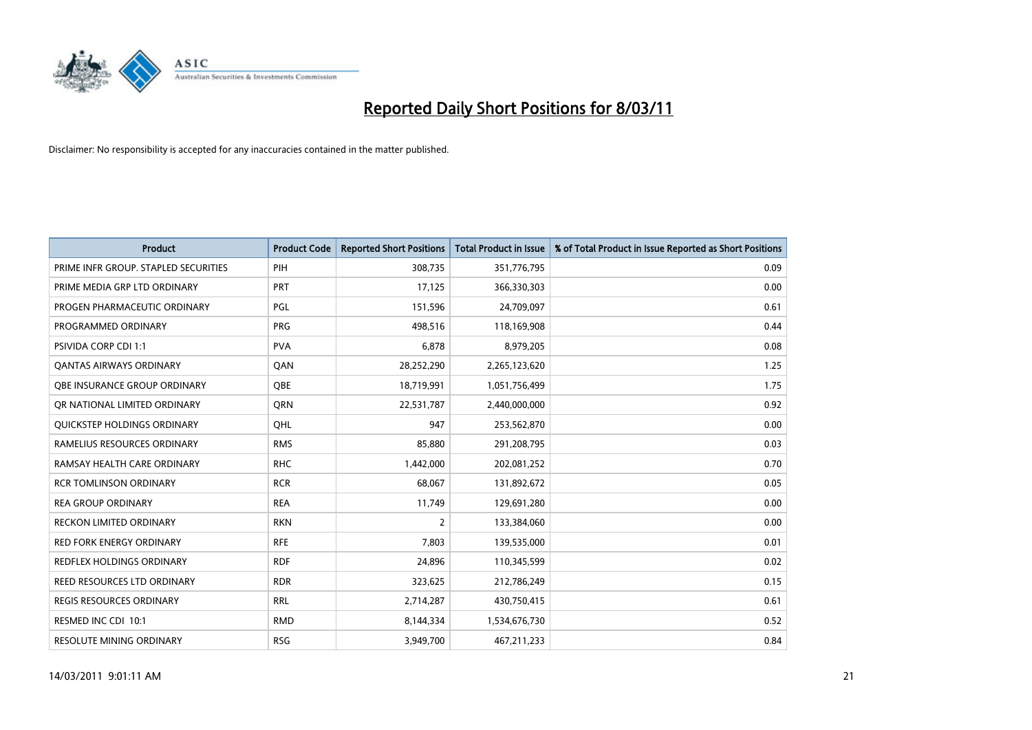# Reported Daily Short Positions for 8/03/11

Disclaimer: No responsibility is accepted for any inaccuracies contained in the matter published.

| Product | Product Code | Reported Short Positions | Total Product in Issue | % of Total Product in Issue Reported as Short Positions |
|---|---|---|---|---|
| PRIME INFR GROUP. STAPLED SECURITIES | PIH | 308,735 | 351,776,795 | 0.09 |
| PRIME MEDIA GRP LTD ORDINARY | PRT | 17,125 | 366,330,303 | 0.00 |
| PROGEN PHARMACEUTIC ORDINARY | PGL | 151,596 | 24,709,097 | 0.61 |
| PROGRAMMED ORDINARY | PRG | 498,516 | 118,169,908 | 0.44 |
| PSIVIDA CORP CDI 1:1 | PVA | 6,878 | 8,979,205 | 0.08 |
| QANTAS AIRWAYS ORDINARY | QAN | 28,252,290 | 2,265,123,620 | 1.25 |
| QBE INSURANCE GROUP ORDINARY | QBE | 18,719,991 | 1,051,756,499 | 1.75 |
| QR NATIONAL LIMITED ORDINARY | QRN | 22,531,787 | 2,440,000,000 | 0.92 |
| QUICKSTEP HOLDINGS ORDINARY | QHL | 947 | 253,562,870 | 0.00 |
| RAMELIUS RESOURCES ORDINARY | RMS | 85,880 | 291,208,795 | 0.03 |
| RAMSAY HEALTH CARE ORDINARY | RHC | 1,442,000 | 202,081,252 | 0.70 |
| RCR TOMLINSON ORDINARY | RCR | 68,067 | 131,892,672 | 0.05 |
| REA GROUP ORDINARY | REA | 11,749 | 129,691,280 | 0.00 |
| RECKON LIMITED ORDINARY | RKN | 2 | 133,384,060 | 0.00 |
| RED FORK ENERGY ORDINARY | RFE | 7,803 | 139,535,000 | 0.01 |
| REDFLEX HOLDINGS ORDINARY | RDF | 24,896 | 110,345,599 | 0.02 |
| REED RESOURCES LTD ORDINARY | RDR | 323,625 | 212,786,249 | 0.15 |
| REGIS RESOURCES ORDINARY | RRL | 2,714,287 | 430,750,415 | 0.61 |
| RESMED INC CDI 10:1 | RMD | 8,144,334 | 1,534,676,730 | 0.52 |
| RESOLUTE MINING ORDINARY | RSG | 3,949,700 | 467,211,233 | 0.84 |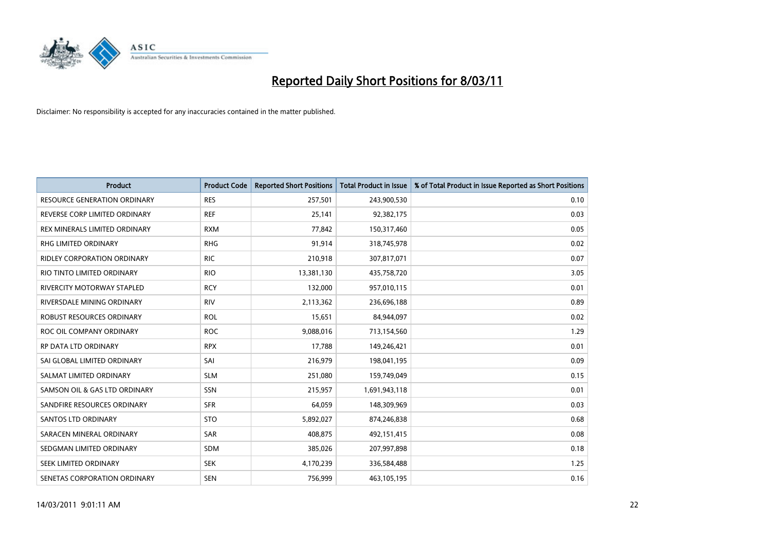# Reported Daily Short Positions for 8/03/11

Disclaimer: No responsibility is accepted for any inaccuracies contained in the matter published.

| Product | Product Code | Reported Short Positions | Total Product in Issue | % of Total Product in Issue Reported as Short Positions |
|---|---|---|---|---|
| RESOURCE GENERATION ORDINARY | RES | 257,501 | 243,900,530 | 0.10 |
| REVERSE CORP LIMITED ORDINARY | REF | 25,141 | 92,382,175 | 0.03 |
| REX MINERALS LIMITED ORDINARY | RXM | 77,842 | 150,317,460 | 0.05 |
| RHG LIMITED ORDINARY | RHG | 91,914 | 318,745,978 | 0.02 |
| RIDLEY CORPORATION ORDINARY | RIC | 210,918 | 307,817,071 | 0.07 |
| RIO TINTO LIMITED ORDINARY | RIO | 13,381,130 | 435,758,720 | 3.05 |
| RIVERCITY MOTORWAY STAPLED | RCY | 132,000 | 957,010,115 | 0.01 |
| RIVERSDALE MINING ORDINARY | RIV | 2,113,362 | 236,696,188 | 0.89 |
| ROBUST RESOURCES ORDINARY | ROL | 15,651 | 84,944,097 | 0.02 |
| ROC OIL COMPANY ORDINARY | ROC | 9,088,016 | 713,154,560 | 1.29 |
| RP DATA LTD ORDINARY | RPX | 17,788 | 149,246,421 | 0.01 |
| SAI GLOBAL LIMITED ORDINARY | SAI | 216,979 | 198,041,195 | 0.09 |
| SALMAT LIMITED ORDINARY | SLM | 251,080 | 159,749,049 | 0.15 |
| SAMSON OIL & GAS LTD ORDINARY | SSN | 215,957 | 1,691,943,118 | 0.01 |
| SANDFIRE RESOURCES ORDINARY | SFR | 64,059 | 148,309,969 | 0.03 |
| SANTOS LTD ORDINARY | STO | 5,892,027 | 874,246,838 | 0.68 |
| SARACEN MINERAL ORDINARY | SAR | 408,875 | 492,151,415 | 0.08 |
| SEDGMAN LIMITED ORDINARY | SDM | 385,026 | 207,997,898 | 0.18 |
| SEEK LIMITED ORDINARY | SEK | 4,170,239 | 336,584,488 | 1.25 |
| SENETAS CORPORATION ORDINARY | SEN | 756,999 | 463,105,195 | 0.16 |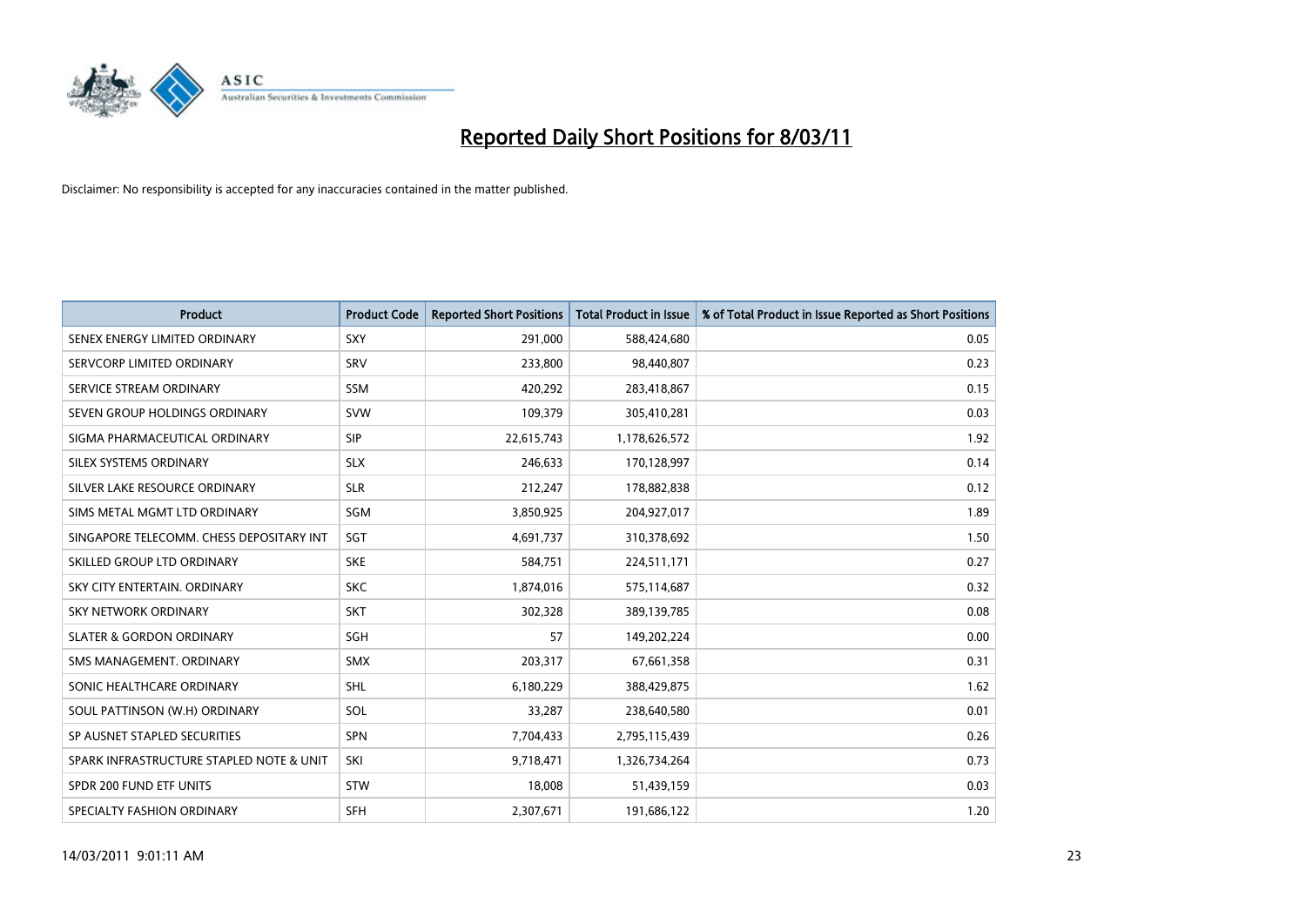# Reported Daily Short Positions for 8/03/11

Disclaimer: No responsibility is accepted for any inaccuracies contained in the matter published.

| Product | Product Code | Reported Short Positions | Total Product in Issue | % of Total Product in Issue Reported as Short Positions |
|---|---|---|---|---|
| SENEX ENERGY LIMITED ORDINARY | SXY | 291,000 | 588,424,680 | 0.05 |
| SERVCORP LIMITED ORDINARY | SRV | 233,800 | 98,440,807 | 0.23 |
| SERVICE STREAM ORDINARY | SSM | 420,292 | 283,418,867 | 0.15 |
| SEVEN GROUP HOLDINGS ORDINARY | SVW | 109,379 | 305,410,281 | 0.03 |
| SIGMA PHARMACEUTICAL ORDINARY | SIP | 22,615,743 | 1,178,626,572 | 1.92 |
| SILEX SYSTEMS ORDINARY | SLX | 246,633 | 170,128,997 | 0.14 |
| SILVER LAKE RESOURCE ORDINARY | SLR | 212,247 | 178,882,838 | 0.12 |
| SIMS METAL MGMT LTD ORDINARY | SGM | 3,850,925 | 204,927,017 | 1.89 |
| SINGAPORE TELECOMM. CHESS DEPOSITARY INT | SGT | 4,691,737 | 310,378,692 | 1.50 |
| SKILLED GROUP LTD ORDINARY | SKE | 584,751 | 224,511,171 | 0.27 |
| SKY CITY ENTERTAIN. ORDINARY | SKC | 1,874,016 | 575,114,687 | 0.32 |
| SKY NETWORK ORDINARY | SKT | 302,328 | 389,139,785 | 0.08 |
| SLATER & GORDON ORDINARY | SGH | 57 | 149,202,224 | 0.00 |
| SMS MANAGEMENT. ORDINARY | SMX | 203,317 | 67,661,358 | 0.31 |
| SONIC HEALTHCARE ORDINARY | SHL | 6,180,229 | 388,429,875 | 1.62 |
| SOUL PATTINSON (W.H) ORDINARY | SOL | 33,287 | 238,640,580 | 0.01 |
| SP AUSNET STAPLED SECURITIES | SPN | 7,704,433 | 2,795,115,439 | 0.26 |
| SPARK INFRASTRUCTURE STAPLED NOTE & UNIT | SKI | 9,718,471 | 1,326,734,264 | 0.73 |
| SPDR 200 FUND ETF UNITS | STW | 18,008 | 51,439,159 | 0.03 |
| SPECIALTY FASHION ORDINARY | SFH | 2,307,671 | 191,686,122 | 1.20 |

14/03/2011 9:01:11 AM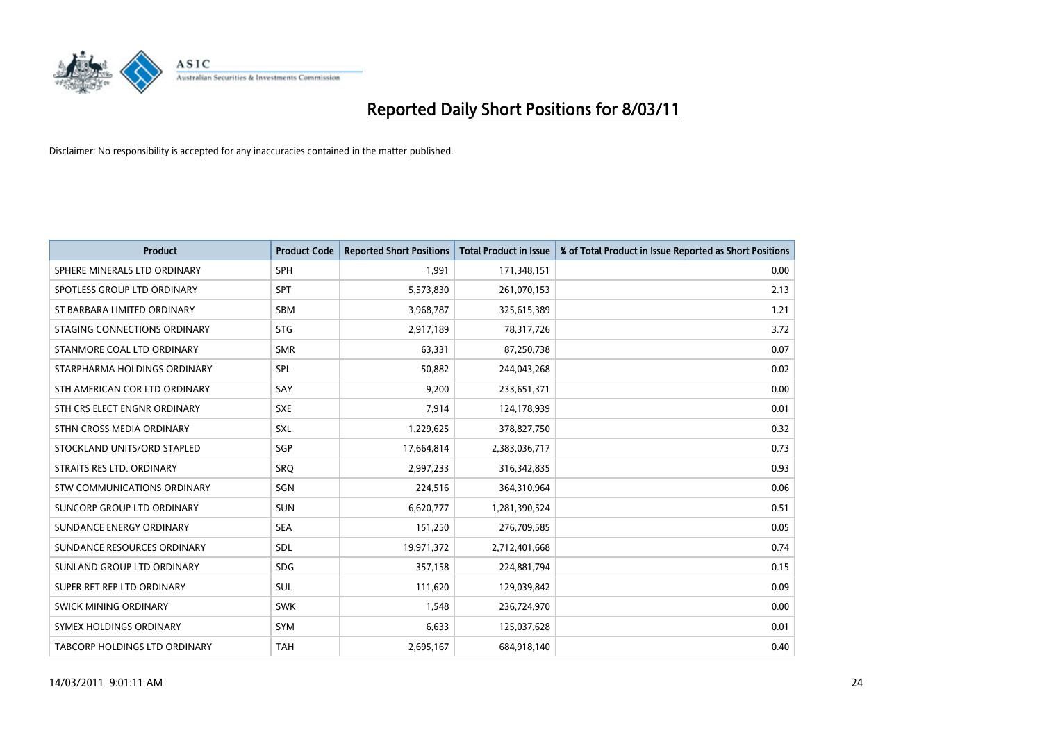# Reported Daily Short Positions for 8/03/11

Disclaimer: No responsibility is accepted for any inaccuracies contained in the matter published.

| Product | Product Code | Reported Short Positions | Total Product in Issue | % of Total Product in Issue Reported as Short Positions |
|---|---|---|---|---|
| SPHERE MINERALS LTD ORDINARY | SPH | 1,991 | 171,348,151 | 0.00 |
| SPOTLESS GROUP LTD ORDINARY | SPT | 5,573,830 | 261,070,153 | 2.13 |
| ST BARBARA LIMITED ORDINARY | SBM | 3,968,787 | 325,615,389 | 1.21 |
| STAGING CONNECTIONS ORDINARY | STG | 2,917,189 | 78,317,726 | 3.72 |
| STANMORE COAL LTD ORDINARY | SMR | 63,331 | 87,250,738 | 0.07 |
| STARPHARMA HOLDINGS ORDINARY | SPL | 50,882 | 244,043,268 | 0.02 |
| STH AMERICAN COR LTD ORDINARY | SAY | 9,200 | 233,651,371 | 0.00 |
| STH CRS ELECT ENGNR ORDINARY | SXE | 7,914 | 124,178,939 | 0.01 |
| STHN CROSS MEDIA ORDINARY | SXL | 1,229,625 | 378,827,750 | 0.32 |
| STOCKLAND UNITS/ORD STAPLED | SGP | 17,664,814 | 2,383,036,717 | 0.73 |
| STRAITS RES LTD. ORDINARY | SRQ | 2,997,233 | 316,342,835 | 0.93 |
| STW COMMUNICATIONS ORDINARY | SGN | 224,516 | 364,310,964 | 0.06 |
| SUNCORP GROUP LTD ORDINARY | SUN | 6,620,777 | 1,281,390,524 | 0.51 |
| SUNDANCE ENERGY ORDINARY | SEA | 151,250 | 276,709,585 | 0.05 |
| SUNDANCE RESOURCES ORDINARY | SDL | 19,971,372 | 2,712,401,668 | 0.74 |
| SUNLAND GROUP LTD ORDINARY | SDG | 357,158 | 224,881,794 | 0.15 |
| SUPER RET REP LTD ORDINARY | SUL | 111,620 | 129,039,842 | 0.09 |
| SWICK MINING ORDINARY | SWK | 1,548 | 236,724,970 | 0.00 |
| SYMEX HOLDINGS ORDINARY | SYM | 6,633 | 125,037,628 | 0.01 |
| TABCORP HOLDINGS LTD ORDINARY | TAH | 2,695,167 | 684,918,140 | 0.40 |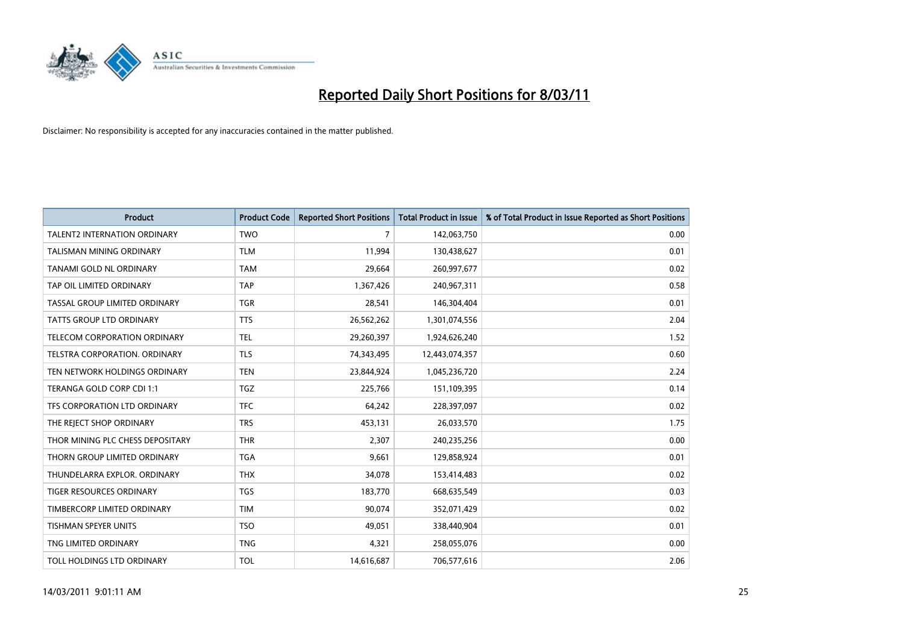# Reported Daily Short Positions for 8/03/11

Disclaimer: No responsibility is accepted for any inaccuracies contained in the matter published.

| Product | Product Code | Reported Short Positions | Total Product in Issue | % of Total Product in Issue Reported as Short Positions |
|---|---|---|---|---|
| TALENT2 INTERNATION ORDINARY | TWO | 7 | 142,063,750 | 0.00 |
| TALISMAN MINING ORDINARY | TLM | 11,994 | 130,438,627 | 0.01 |
| TANAMI GOLD NL ORDINARY | TAM | 29,664 | 260,997,677 | 0.02 |
| TAP OIL LIMITED ORDINARY | TAP | 1,367,426 | 240,967,311 | 0.58 |
| TASSAL GROUP LIMITED ORDINARY | TGR | 28,541 | 146,304,404 | 0.01 |
| TATTS GROUP LTD ORDINARY | TTS | 26,562,262 | 1,301,074,556 | 2.04 |
| TELECOM CORPORATION ORDINARY | TEL | 29,260,397 | 1,924,626,240 | 1.52 |
| TELSTRA CORPORATION. ORDINARY | TLS | 74,343,495 | 12,443,074,357 | 0.60 |
| TEN NETWORK HOLDINGS ORDINARY | TEN | 23,844,924 | 1,045,236,720 | 2.24 |
| TERANGA GOLD CORP CDI 1:1 | TGZ | 225,766 | 151,109,395 | 0.14 |
| TFS CORPORATION LTD ORDINARY | TFC | 64,242 | 228,397,097 | 0.02 |
| THE REJECT SHOP ORDINARY | TRS | 453,131 | 26,033,570 | 1.75 |
| THOR MINING PLC CHESS DEPOSITARY | THR | 2,307 | 240,235,256 | 0.00 |
| THORN GROUP LIMITED ORDINARY | TGA | 9,661 | 129,858,924 | 0.01 |
| THUNDELARRA EXPLOR. ORDINARY | THX | 34,078 | 153,414,483 | 0.02 |
| TIGER RESOURCES ORDINARY | TGS | 183,770 | 668,635,549 | 0.03 |
| TIMBERCORP LIMITED ORDINARY | TIM | 90,074 | 352,071,429 | 0.02 |
| TISHMAN SPEYER UNITS | TSO | 49,051 | 338,440,904 | 0.01 |
| TNG LIMITED ORDINARY | TNG | 4,321 | 258,055,076 | 0.00 |
| TOLL HOLDINGS LTD ORDINARY | TOL | 14,616,687 | 706,577,616 | 2.06 |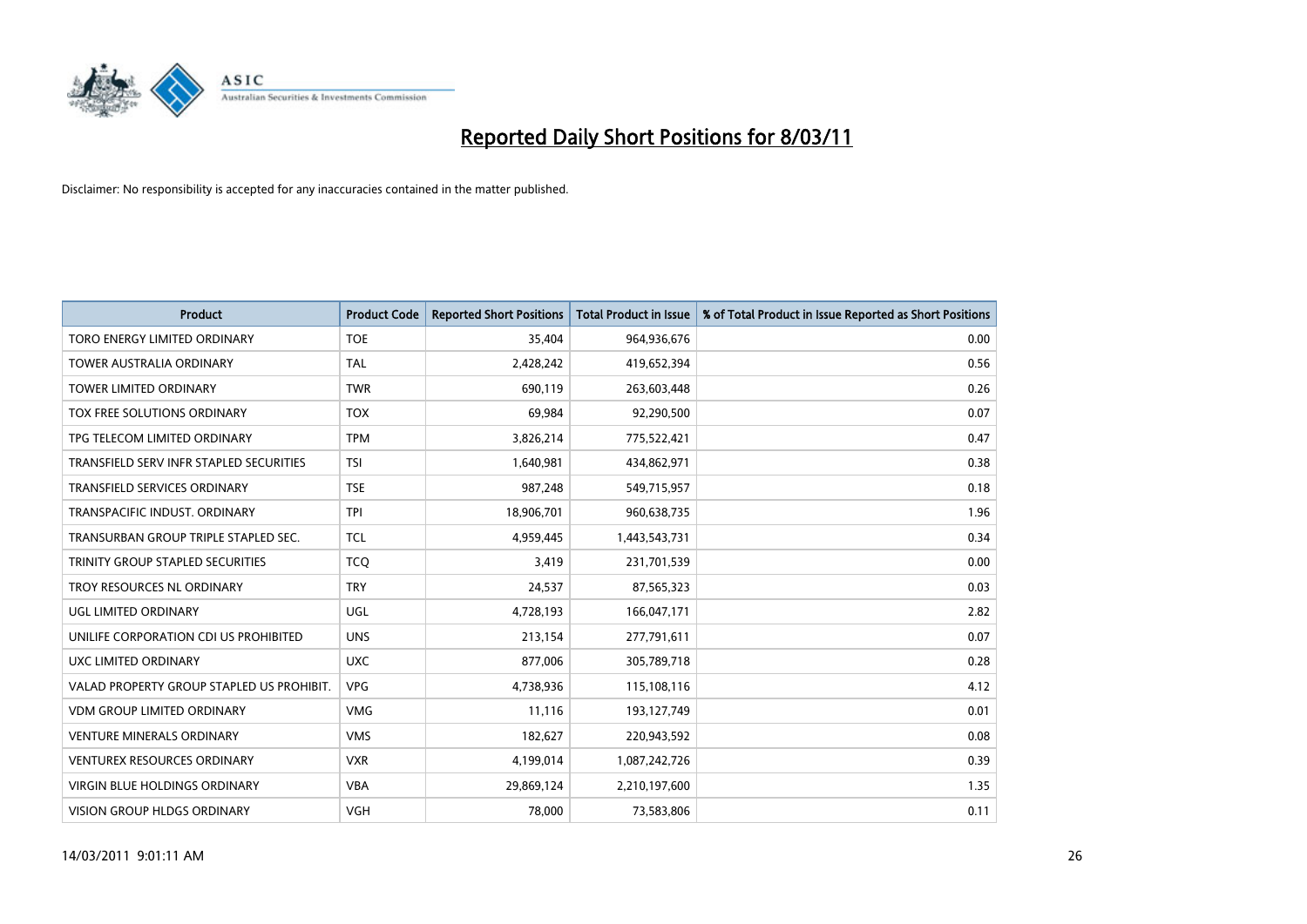# Reported Daily Short Positions for 8/03/11

Disclaimer: No responsibility is accepted for any inaccuracies contained in the matter published.

| Product | Product Code | Reported Short Positions | Total Product in Issue | % of Total Product in Issue Reported as Short Positions |
|---|---|---|---|---|
| TORO ENERGY LIMITED ORDINARY | TOE | 35,404 | 964,936,676 | 0.00 |
| TOWER AUSTRALIA ORDINARY | TAL | 2,428,242 | 419,652,394 | 0.56 |
| TOWER LIMITED ORDINARY | TWR | 690,119 | 263,603,448 | 0.26 |
| TOX FREE SOLUTIONS ORDINARY | TOX | 69,984 | 92,290,500 | 0.07 |
| TPG TELECOM LIMITED ORDINARY | TPM | 3,826,214 | 775,522,421 | 0.47 |
| TRANSFIELD SERV INFR STAPLED SECURITIES | TSI | 1,640,981 | 434,862,971 | 0.38 |
| TRANSFIELD SERVICES ORDINARY | TSE | 987,248 | 549,715,957 | 0.18 |
| TRANSPACIFIC INDUST. ORDINARY | TPI | 18,906,701 | 960,638,735 | 1.96 |
| TRANSURBAN GROUP TRIPLE STAPLED SEC. | TCL | 4,959,445 | 1,443,543,731 | 0.34 |
| TRINITY GROUP STAPLED SECURITIES | TCQ | 3,419 | 231,701,539 | 0.00 |
| TROY RESOURCES NL ORDINARY | TRY | 24,537 | 87,565,323 | 0.03 |
| UGL LIMITED ORDINARY | UGL | 4,728,193 | 166,047,171 | 2.82 |
| UNILIFE CORPORATION CDI US PROHIBITED | UNS | 213,154 | 277,791,611 | 0.07 |
| UXC LIMITED ORDINARY | UXC | 877,006 | 305,789,718 | 0.28 |
| VALAD PROPERTY GROUP STAPLED US PROHIBIT. | VPG | 4,738,936 | 115,108,116 | 4.12 |
| VDM GROUP LIMITED ORDINARY | VMG | 11,116 | 193,127,749 | 0.01 |
| VENTURE MINERALS ORDINARY | VMS | 182,627 | 220,943,592 | 0.08 |
| VENTUREX RESOURCES ORDINARY | VXR | 4,199,014 | 1,087,242,726 | 0.39 |
| VIRGIN BLUE HOLDINGS ORDINARY | VBA | 29,869,124 | 2,210,197,600 | 1.35 |
| VISION GROUP HLDGS ORDINARY | VGH | 78,000 | 73,583,806 | 0.11 |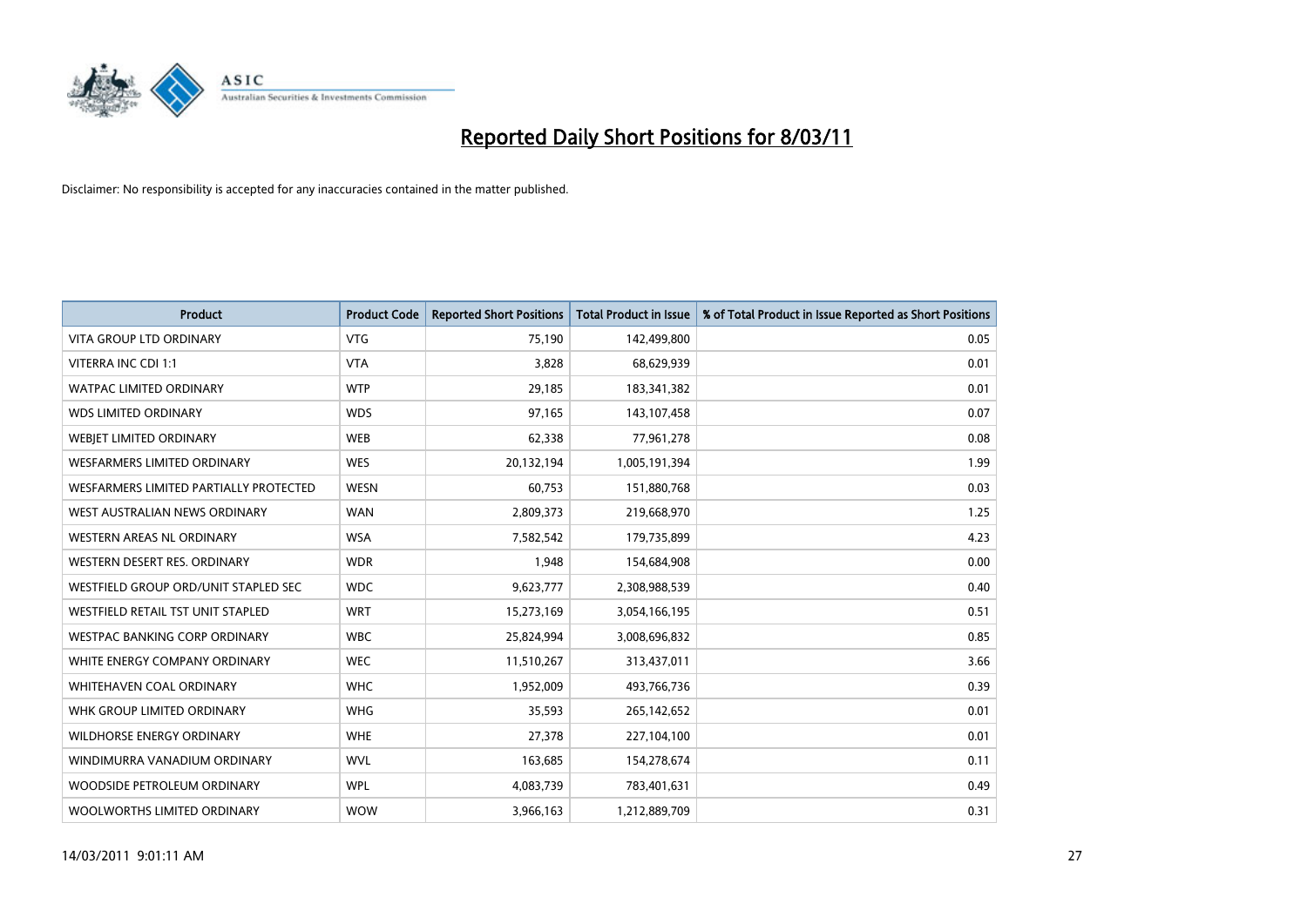# Reported Daily Short Positions for 8/03/11

Disclaimer: No responsibility is accepted for any inaccuracies contained in the matter published.

| Product | Product Code | Reported Short Positions | Total Product in Issue | % of Total Product in Issue Reported as Short Positions |
|---|---|---|---|---|
| VITA GROUP LTD ORDINARY | VTG | 75,190 | 142,499,800 | 0.05 |
| VITERRA INC CDI 1:1 | VTA | 3,828 | 68,629,939 | 0.01 |
| WATPAC LIMITED ORDINARY | WTP | 29,185 | 183,341,382 | 0.01 |
| WDS LIMITED ORDINARY | WDS | 97,165 | 143,107,458 | 0.07 |
| WEBJET LIMITED ORDINARY | WEB | 62,338 | 77,961,278 | 0.08 |
| WESFARMERS LIMITED ORDINARY | WES | 20,132,194 | 1,005,191,394 | 1.99 |
| WESFARMERS LIMITED PARTIALLY PROTECTED | WESN | 60,753 | 151,880,768 | 0.03 |
| WEST AUSTRALIAN NEWS ORDINARY | WAN | 2,809,373 | 219,668,970 | 1.25 |
| WESTERN AREAS NL ORDINARY | WSA | 7,582,542 | 179,735,899 | 4.23 |
| WESTERN DESERT RES. ORDINARY | WDR | 1,948 | 154,684,908 | 0.00 |
| WESTFIELD GROUP ORD/UNIT STAPLED SEC | WDC | 9,623,777 | 2,308,988,539 | 0.40 |
| WESTFIELD RETAIL TST UNIT STAPLED | WRT | 15,273,169 | 3,054,166,195 | 0.51 |
| WESTPAC BANKING CORP ORDINARY | WBC | 25,824,994 | 3,008,696,832 | 0.85 |
| WHITE ENERGY COMPANY ORDINARY | WEC | 11,510,267 | 313,437,011 | 3.66 |
| WHITEHAVEN COAL ORDINARY | WHC | 1,952,009 | 493,766,736 | 0.39 |
| WHK GROUP LIMITED ORDINARY | WHG | 35,593 | 265,142,652 | 0.01 |
| WILDHORSE ENERGY ORDINARY | WHE | 27,378 | 227,104,100 | 0.01 |
| WINDIMURRA VANADIUM ORDINARY | WVL | 163,685 | 154,278,674 | 0.11 |
| WOODSIDE PETROLEUM ORDINARY | WPL | 4,083,739 | 783,401,631 | 0.49 |
| WOOLWORTHS LIMITED ORDINARY | WOW | 3,966,163 | 1,212,889,709 | 0.31 |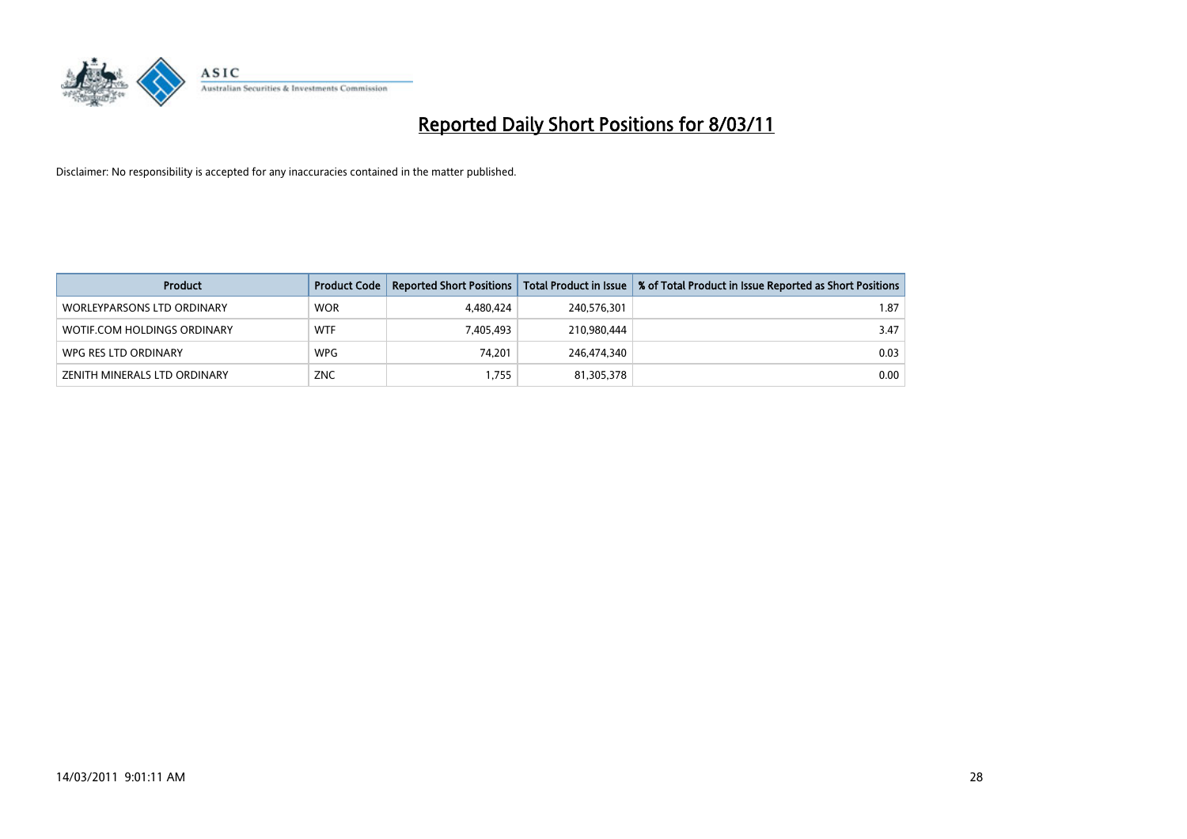# Reported Daily Short Positions for 8/03/11

Disclaimer: No responsibility is accepted for any inaccuracies contained in the matter published.

| Product | Product Code | Reported Short Positions | Total Product in Issue | % of Total Product in Issue Reported as Short Positions |
| --- | --- | --- | --- | --- |
| WORLEYPARSONS LTD ORDINARY | WOR | 4,480,424 | 240,576,301 | 1.87 |
| WOTIF.COM HOLDINGS ORDINARY | WTF | 7,405,493 | 210,980,444 | 3.47 |
| WPG RES LTD ORDINARY | WPG | 74,201 | 246,474,340 | 0.03 |
| ZENITH MINERALS LTD ORDINARY | ZNC | 1,755 | 81,305,378 | 0.00 |

14/03/2011 9:01:11 AM